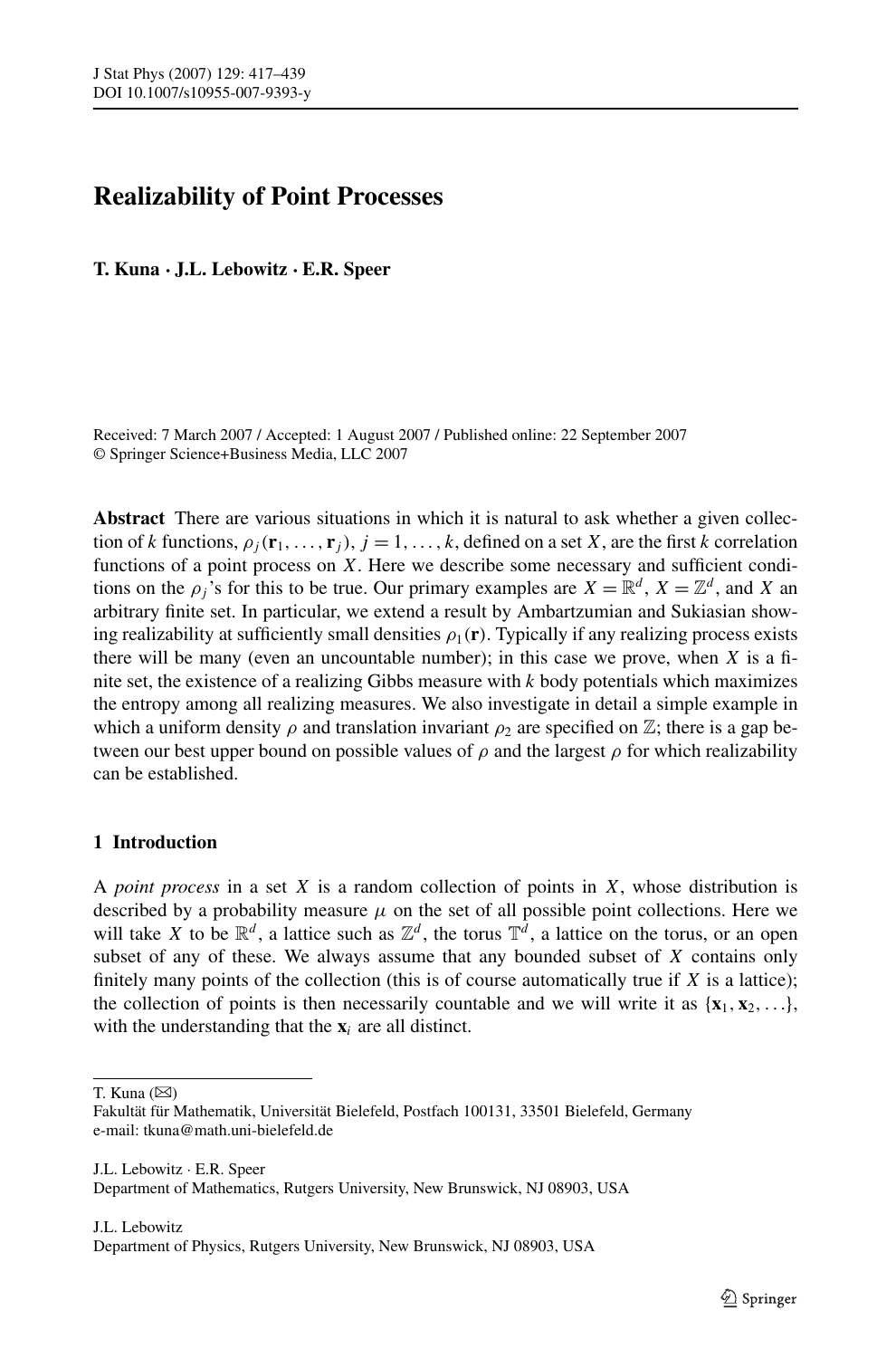# Realizability of Point Processes

**T. Kuna · J.L. Lebowitz · E.R. Speer**

Received: 7 March 2007 / Accepted: 1 August 2007 / Published online: 22 September 2007
© Springer Science+Business Media, LLC 2007

**Abstract** There are various situations in which it is natural to ask whether a given collection of $k$ functions, $\rho_j(\mathbf{r}_1, \ldots, \mathbf{r}_j)$, $j = 1, \ldots, k$, defined on a set $X$, are the first $k$ correlation functions of a point process on $X$. Here we describe some necessary and sufficient conditions on the $\rho_j$'s for this to be true. Our primary examples are $X = \mathbb{R}^d$, $X = \mathbb{Z}^d$, and $X$ an arbitrary finite set. In particular, we extend a result by Ambartzumian and Sukiasian showing realizability at sufficiently small densities $\rho_1(\mathbf{r})$. Typically if any realizing process exists there will be many (even an uncountable number); in this case we prove, when $X$ is a finite set, the existence of a realizing Gibbs measure with $k$ body potentials which maximizes the entropy among all realizing measures. We also investigate in detail a simple example in which a uniform density $\rho$ and translation invariant $\rho_2$ are specified on $\mathbb{Z}$; there is a gap between our best upper bound on possible values of $\rho$ and the largest $\rho$ for which realizability can be established.

## 1 Introduction

A *point process* in a set $X$ is a random collection of points in $X$, whose distribution is described by a probability measure $\mu$ on the set of all possible point collections. Here we will take $X$ to be $\mathbb{R}^d$, a lattice such as $\mathbb{Z}^d$, the torus $\mathbb{T}^d$, a lattice on the torus, or an open subset of any of these. We always assume that any bounded subset of $X$ contains only finitely many points of the collection (this is of course automatically true if $X$ is a lattice); the collection of points is then necessarily countable and we will write it as $\{\mathbf{x}_1, \mathbf{x}_2, \ldots\}$, with the understanding that the $\mathbf{x}_i$ are all distinct.

---

T. Kuna (✉)
Fakultät für Mathematik, Universität Bielefeld, Postfach 100131, 33501 Bielefeld, Germany
e-mail: tkuna@math.uni-bielefeld.de

J.L. Lebowitz · E.R. Speer
Department of Mathematics, Rutgers University, New Brunswick, NJ 08903, USA

J.L. Lebowitz
Department of Physics, Rutgers University, New Brunswick, NJ 08903, USA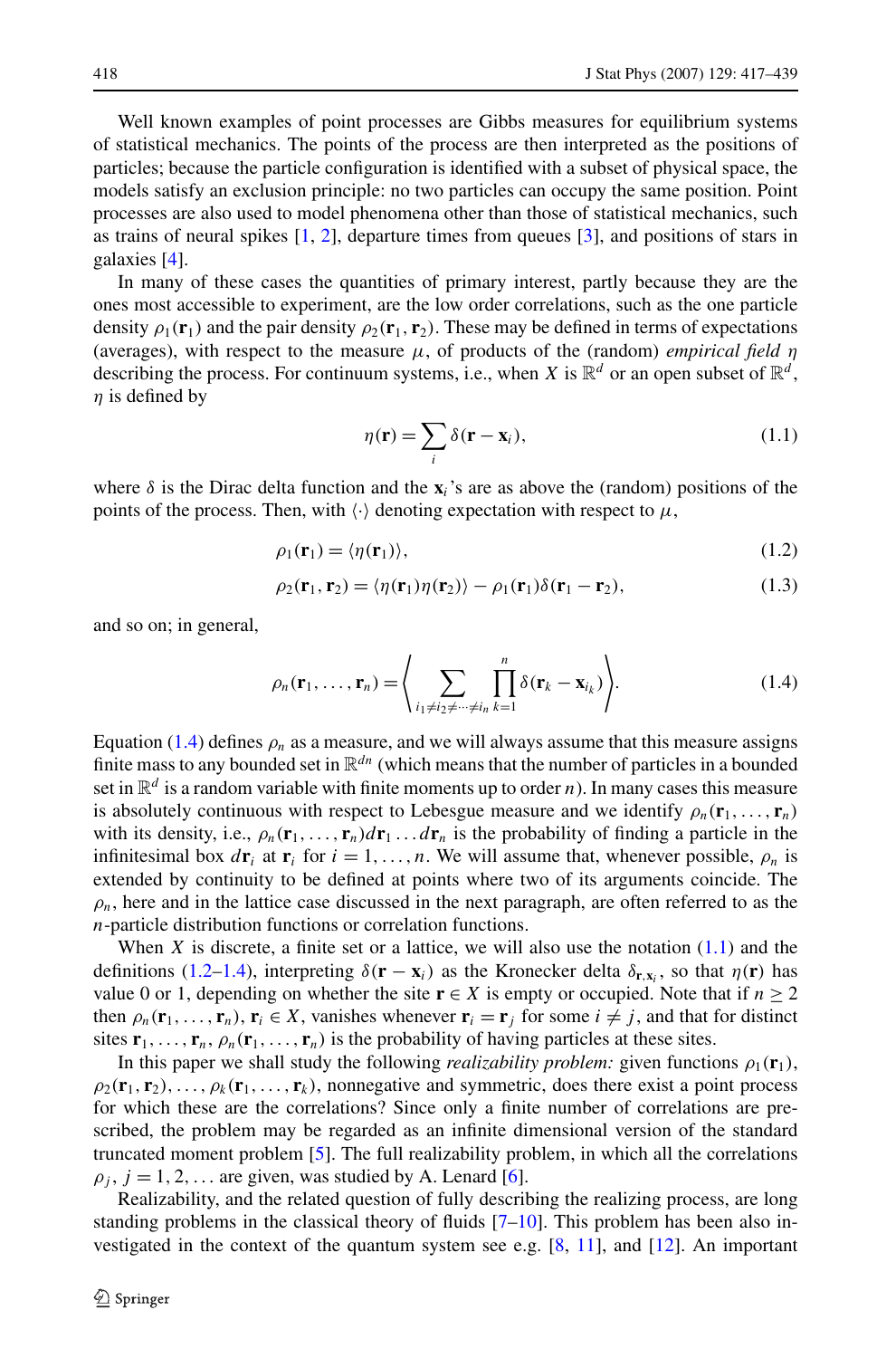Well known examples of point processes are Gibbs measures for equilibrium systems of statistical mechanics. The points of the process are then interpreted as the positions of particles; because the particle configuration is identified with a subset of physical space, the models satisfy an exclusion principle: no two particles can occupy the same position. Point processes are also used to model phenomena other than those of statistical mechanics, such as trains of neural spikes [1, 2], departure times from queues [3], and positions of stars in galaxies [4].

In many of these cases the quantities of primary interest, partly because they are the ones most accessible to experiment, are the low order correlations, such as the one particle density $\rho_1(\mathbf{r}_1)$ and the pair density $\rho_2(\mathbf{r}_1, \mathbf{r}_2)$. These may be defined in terms of expectations (averages), with respect to the measure $\mu$, of products of the (random) *empirical field* $\eta$ describing the process. For continuum systems, i.e., when $X$ is $\mathbb{R}^d$ or an open subset of $\mathbb{R}^d$, $\eta$ is defined by

$$\eta(\mathbf{r}) = \sum_i \delta(\mathbf{r} - \mathbf{x}_i), \tag{1.1}$$

where $\delta$ is the Dirac delta function and the $\mathbf{x}_i$'s are as above the (random) positions of the points of the process. Then, with $\langle\cdot\rangle$ denoting expectation with respect to $\mu$,

$$\rho_1(\mathbf{r}_1) = \langle \eta(\mathbf{r}_1)\rangle, \tag{1.2}$$

$$\rho_2(\mathbf{r}_1, \mathbf{r}_2) = \langle \eta(\mathbf{r}_1)\eta(\mathbf{r}_2)\rangle - \rho_1(\mathbf{r}_1)\delta(\mathbf{r}_1 - \mathbf{r}_2), \tag{1.3}$$

and so on; in general,

$$\rho_n(\mathbf{r}_1, \dots, \mathbf{r}_n) = \left\langle \sum_{i_1 \neq i_2 \neq \cdots \neq i_n} \prod_{k=1}^{n} \delta(\mathbf{r}_k - \mathbf{x}_{i_k}) \right\rangle. \tag{1.4}$$

Equation (1.4) defines $\rho_n$ as a measure, and we will always assume that this measure assigns finite mass to any bounded set in $\mathbb{R}^{dn}$ (which means that the number of particles in a bounded set in $\mathbb{R}^d$ is a random variable with finite moments up to order $n$). In many cases this measure is absolutely continuous with respect to Lebesgue measure and we identify $\rho_n(\mathbf{r}_1, \dots, \mathbf{r}_n)$ with its density, i.e., $\rho_n(\mathbf{r}_1, \dots, \mathbf{r}_n)d\mathbf{r}_1 \dots d\mathbf{r}_n$ is the probability of finding a particle in the infinitesimal box $d\mathbf{r}_i$ at $\mathbf{r}_i$ for $i = 1, \dots, n$. We will assume that, whenever possible, $\rho_n$ is extended by continuity to be defined at points where two of its arguments coincide. The $\rho_n$, here and in the lattice case discussed in the next paragraph, are often referred to as the $n$-particle distribution functions or correlation functions.

When $X$ is discrete, a finite set or a lattice, we will also use the notation (1.1) and the definitions (1.2–1.4), interpreting $\delta(\mathbf{r} - \mathbf{x}_i)$ as the Kronecker delta $\delta_{\mathbf{r},\mathbf{x}_i}$, so that $\eta(\mathbf{r})$ has value 0 or 1, depending on whether the site $\mathbf{r} \in X$ is empty or occupied. Note that if $n \geq 2$ then $\rho_n(\mathbf{r}_1, \dots, \mathbf{r}_n)$, $\mathbf{r}_i \in X$, vanishes whenever $\mathbf{r}_i = \mathbf{r}_j$ for some $i \neq j$, and that for distinct sites $\mathbf{r}_1, \dots, \mathbf{r}_n$, $\rho_n(\mathbf{r}_1, \dots, \mathbf{r}_n)$ is the probability of having particles at these sites.

In this paper we shall study the following *realizability problem:* given functions $\rho_1(\mathbf{r}_1)$, $\rho_2(\mathbf{r}_1, \mathbf{r}_2), \dots, \rho_k(\mathbf{r}_1, \dots, \mathbf{r}_k)$, nonnegative and symmetric, does there exist a point process for which these are the correlations? Since only a finite number of correlations are prescribed, the problem may be regarded as an infinite dimensional version of the standard truncated moment problem [5]. The full realizability problem, in which all the correlations $\rho_j$, $j = 1, 2, \dots$ are given, was studied by A. Lenard [6].

Realizability, and the related question of fully describing the realizing process, are long standing problems in the classical theory of fluids [7–10]. This problem has been also investigated in the context of the quantum system see e.g. [8, 11], and [12]. An important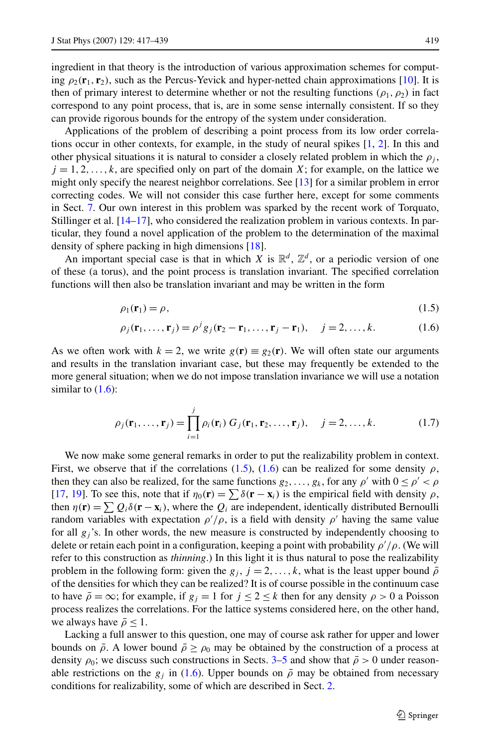ingredient in that theory is the introduction of various approximation schemes for computing $\rho_2(\mathbf{r}_1, \mathbf{r}_2)$, such as the Percus-Yevick and hyper-netted chain approximations [10]. It is then of primary interest to determine whether or not the resulting functions $(\rho_1, \rho_2)$ in fact correspond to any point process, that is, are in some sense internally consistent. If so they can provide rigorous bounds for the entropy of the system under consideration.

Applications of the problem of describing a point process from its low order correlations occur in other contexts, for example, in the study of neural spikes [1, 2]. In this and other physical situations it is natural to consider a closely related problem in which the $\rho_j$, $j = 1, 2, \dots, k$, are specified only on part of the domain $X$; for example, on the lattice we might only specify the nearest neighbor correlations. See [13] for a similar problem in error correcting codes. We will not consider this case further here, except for some comments in Sect. 7. Our own interest in this problem was sparked by the recent work of Torquato, Stillinger et al. [14–17], who considered the realization problem in various contexts. In particular, they found a novel application of the problem to the determination of the maximal density of sphere packing in high dimensions [18].

An important special case is that in which $X$ is $\mathbb{R}^d$, $\mathbb{Z}^d$, or a periodic version of one of these (a torus), and the point process is translation invariant. The specified correlation functions will then also be translation invariant and may be written in the form

$$\rho_1(\mathbf{r}_1) = \rho, \tag{1.5}$$

$$\rho_j(\mathbf{r}_1, \dots, \mathbf{r}_j) = \rho^j g_j(\mathbf{r}_2 - \mathbf{r}_1, \dots, \mathbf{r}_j - \mathbf{r}_1), \quad j = 2, \dots, k. \tag{1.6}$$

As we often work with $k = 2$, we write $g(\mathbf{r}) \equiv g_2(\mathbf{r})$. We will often state our arguments and results in the translation invariant case, but these may frequently be extended to the more general situation; when we do not impose translation invariance we will use a notation similar to (1.6):

$$\rho_j(\mathbf{r}_1, \dots, \mathbf{r}_j) = \prod_{i=1}^{j} \rho_i(\mathbf{r}_i)\, G_j(\mathbf{r}_1, \mathbf{r}_2, \dots, \mathbf{r}_j), \quad j = 2, \dots, k. \tag{1.7}$$

We now make some general remarks in order to put the realizability problem in context. First, we observe that if the correlations (1.5), (1.6) can be realized for some density $\rho$, then they can also be realized, for the same functions $g_2, \dots, g_k$, for any $\rho'$ with $0 \le \rho' < \rho$ [17, 19]. To see this, note that if $\eta_0(\mathbf{r}) = \sum \delta(\mathbf{r} - \mathbf{x}_i)$ is the empirical field with density $\rho$, then $\eta(\mathbf{r}) = \sum Q_i \delta(\mathbf{r} - \mathbf{x}_i)$, where the $Q_i$ are independent, identically distributed Bernoulli random variables with expectation $\rho'/\rho$, is a field with density $\rho'$ having the same value for all $g_j$'s. In other words, the new measure is constructed by independently choosing to delete or retain each point in a configuration, keeping a point with probability $\rho'/\rho$. (We will refer to this construction as *thinning*.) In this light it is thus natural to pose the realizability problem in the following form: given the $g_j$, $j = 2, \dots, k$, what is the least upper bound $\bar{\rho}$ of the densities for which they can be realized? It is of course possible in the continuum case to have $\bar{\rho} = \infty$; for example, if $g_j = 1$ for $j \le 2 \le k$ then for any density $\rho > 0$ a Poisson process realizes the correlations. For the lattice systems considered here, on the other hand, we always have $\bar{\rho} \le 1$.

Lacking a full answer to this question, one may of course ask rather for upper and lower bounds on $\bar{\rho}$. A lower bound $\bar{\rho} \ge \rho_0$ may be obtained by the construction of a process at density $\rho_0$; we discuss such constructions in Sects. 3–5 and show that $\bar{\rho} > 0$ under reasonable restrictions on the $g_j$ in (1.6). Upper bounds on $\bar{\rho}$ may be obtained from necessary conditions for realizability, some of which are described in Sect. 2.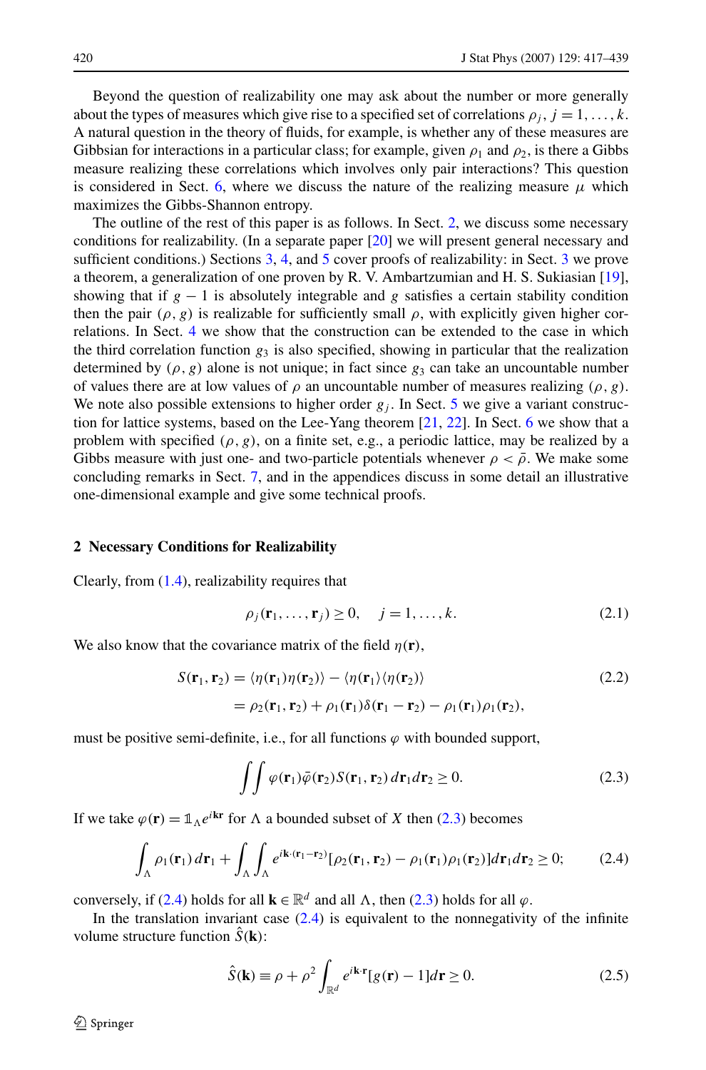Beyond the question of realizability one may ask about the number or more generally about the types of measures which give rise to a specified set of correlations $\rho_j$, $j = 1, \ldots, k$. A natural question in the theory of fluids, for example, is whether any of these measures are Gibbsian for interactions in a particular class; for example, given $\rho_1$ and $\rho_2$, is there a Gibbs measure realizing these correlations which involves only pair interactions? This question is considered in Sect. 6, where we discuss the nature of the realizing measure $\mu$ which maximizes the Gibbs-Shannon entropy.

The outline of the rest of this paper is as follows. In Sect. 2, we discuss some necessary conditions for realizability. (In a separate paper [20] we will present general necessary and sufficient conditions.) Sections 3, 4, and 5 cover proofs of realizability: in Sect. 3 we prove a theorem, a generalization of one proven by R. V. Ambartzumian and H. S. Sukiasian [19], showing that if $g - 1$ is absolutely integrable and $g$ satisfies a certain stability condition then the pair $(\rho, g)$ is realizable for sufficiently small $\rho$, with explicitly given higher correlations. In Sect. 4 we show that the construction can be extended to the case in which the third correlation function $g_3$ is also specified, showing in particular that the realization determined by $(\rho, g)$ alone is not unique; in fact since $g_3$ can take an uncountable number of values there are at low values of $\rho$ an uncountable number of measures realizing $(\rho, g)$. We note also possible extensions to higher order $g_j$. In Sect. 5 we give a variant construction for lattice systems, based on the Lee-Yang theorem [21, 22]. In Sect. 6 we show that a problem with specified $(\rho, g)$, on a finite set, e.g., a periodic lattice, may be realized by a Gibbs measure with just one- and two-particle potentials whenever $\rho < \bar{\rho}$. We make some concluding remarks in Sect. 7, and in the appendices discuss in some detail an illustrative one-dimensional example and give some technical proofs.

## 2 Necessary Conditions for Realizability

Clearly, from (1.4), realizability requires that

$$\rho_j(\mathbf{r}_1, \ldots, \mathbf{r}_j) \geq 0, \quad j = 1, \ldots, k. \tag{2.1}$$

We also know that the covariance matrix of the field $\eta(\mathbf{r})$,

$$\begin{aligned} S(\mathbf{r}_1, \mathbf{r}_2) &= \langle \eta(\mathbf{r}_1)\eta(\mathbf{r}_2)\rangle - \langle \eta(\mathbf{r}_1)\rangle\langle \eta(\mathbf{r}_2)\rangle \\ &= \rho_2(\mathbf{r}_1, \mathbf{r}_2) + \rho_1(\mathbf{r}_1)\delta(\mathbf{r}_1 - \mathbf{r}_2) - \rho_1(\mathbf{r}_1)\rho_1(\mathbf{r}_2), \end{aligned} \tag{2.2}$$

must be positive semi-definite, i.e., for all functions $\varphi$ with bounded support,

$$\iint \varphi(\mathbf{r}_1)\bar{\varphi}(\mathbf{r}_2) S(\mathbf{r}_1, \mathbf{r}_2)\, d\mathbf{r}_1 d\mathbf{r}_2 \geq 0. \tag{2.3}$$

If we take $\varphi(\mathbf{r}) = \mathbb{1}_\Lambda e^{i\mathbf{k}\mathbf{r}}$ for $\Lambda$ a bounded subset of $X$ then (2.3) becomes

$$\int_\Lambda \rho_1(\mathbf{r}_1)\, d\mathbf{r}_1 + \int_\Lambda \int_\Lambda e^{i\mathbf{k}\cdot(\mathbf{r}_1 - \mathbf{r}_2)}[\rho_2(\mathbf{r}_1, \mathbf{r}_2) - \rho_1(\mathbf{r}_1)\rho_1(\mathbf{r}_2)] d\mathbf{r}_1 d\mathbf{r}_2 \geq 0; \tag{2.4}$$

conversely, if (2.4) holds for all $\mathbf{k} \in \mathbb{R}^d$ and all $\Lambda$, then (2.3) holds for all $\varphi$.

In the translation invariant case (2.4) is equivalent to the nonnegativity of the infinite volume structure function $\hat{S}(\mathbf{k})$:

$$\hat{S}(\mathbf{k}) \equiv \rho + \rho^2 \int_{\mathbb{R}^d} e^{i\mathbf{k}\cdot\mathbf{r}}[g(\mathbf{r}) - 1] d\mathbf{r} \geq 0. \tag{2.5}$$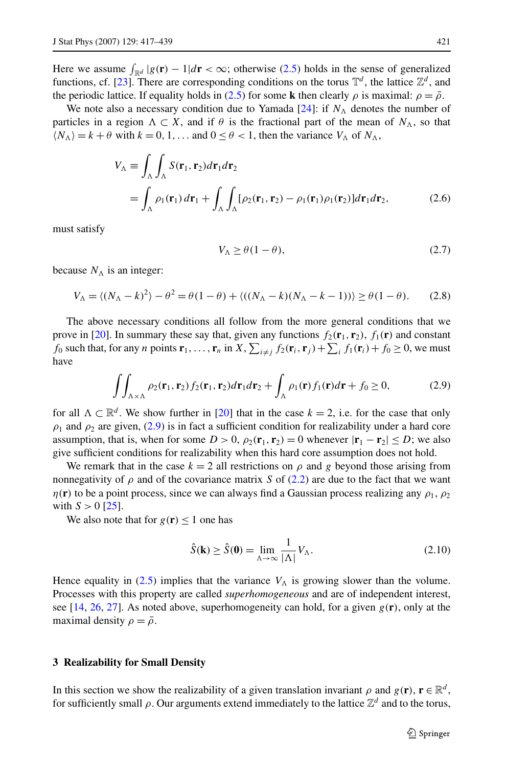Here we assume $\int_{\mathbb{R}^d} |g(\mathbf{r}) - 1| d\mathbf{r} < \infty$; otherwise (2.5) holds in the sense of generalized functions, cf. [23]. There are corresponding conditions on the torus $\mathbb{T}^d$, the lattice $\mathbb{Z}^d$, and the periodic lattice. If equality holds in (2.5) for some $\mathbf{k}$ then clearly $\rho$ is maximal: $\rho = \bar{\rho}$.

We note also a necessary condition due to Yamada [24]: if $N_\Lambda$ denotes the number of particles in a region $\Lambda \subset X$, and if $\theta$ is the fractional part of the mean of $N_\Lambda$, so that $\langle N_\Lambda \rangle = k + \theta$ with $k = 0, 1, \ldots$ and $0 \le \theta < 1$, then the variance $V_\Lambda$ of $N_\Lambda$,

$$
\begin{aligned}
V_\Lambda &\equiv \int_\Lambda \int_\Lambda S(\mathbf{r}_1, \mathbf{r}_2) d\mathbf{r}_1 d\mathbf{r}_2 \\
&= \int_\Lambda \rho_1(\mathbf{r}_1)\, d\mathbf{r}_1 + \int_\Lambda \int_\Lambda [\rho_2(\mathbf{r}_1, \mathbf{r}_2) - \rho_1(\mathbf{r}_1)\rho_1(\mathbf{r}_2)] d\mathbf{r}_1 d\mathbf{r}_2,
\end{aligned}
\tag{2.6}
$$

must satisfy

$$
V_\Lambda \ge \theta(1 - \theta), \tag{2.7}
$$

because $N_\Lambda$ is an integer:

$$
V_\Lambda = \langle (N_\Lambda - k)^2 \rangle - \theta^2 = \theta(1-\theta) + \langle ((N_\Lambda - k)(N_\Lambda - k - 1)) \rangle \ge \theta(1-\theta). \tag{2.8}
$$

The above necessary conditions all follow from the more general conditions that we prove in [20]. In summary these say that, given any functions $f_2(\mathbf{r}_1, \mathbf{r}_2)$, $f_1(\mathbf{r})$ and constant $f_0$ such that, for any $n$ points $\mathbf{r}_1, \ldots, \mathbf{r}_n$ in $X$, $\sum_{i \ne j} f_2(\mathbf{r}_i, \mathbf{r}_j) + \sum_i f_1(\mathbf{r}_i) + f_0 \ge 0$, we must have

$$
\iint_{\Lambda \times \Lambda} \rho_2(\mathbf{r}_1, \mathbf{r}_2) f_2(\mathbf{r}_1, \mathbf{r}_2) d\mathbf{r}_1 d\mathbf{r}_2 + \int_\Lambda \rho_1(\mathbf{r}) f_1(\mathbf{r}) d\mathbf{r} + f_0 \ge 0, \tag{2.9}
$$

for all $\Lambda \subset \mathbb{R}^d$. We show further in [20] that in the case $k = 2$, i.e. for the case that only $\rho_1$ and $\rho_2$ are given, (2.9) is in fact a sufficient condition for realizability under a hard core assumption, that is, when for some $D > 0$, $\rho_2(\mathbf{r}_1, \mathbf{r}_2) = 0$ whenever $|\mathbf{r}_1 - \mathbf{r}_2| \le D$; we also give sufficient conditions for realizability when this hard core assumption does not hold.

We remark that in the case $k = 2$ all restrictions on $\rho$ and $g$ beyond those arising from nonnegativity of $\rho$ and of the covariance matrix $S$ of (2.2) are due to the fact that we want $\eta(\mathbf{r})$ to be a point process, since we can always find a Gaussian process realizing any $\rho_1$, $\rho_2$ with $S > 0$ [25].

We also note that for $g(\mathbf{r}) \le 1$ one has

$$
\hat{S}(\mathbf{k}) \ge \hat{S}(\mathbf{0}) = \lim_{\Lambda \to \infty} \frac{1}{|\Lambda|} V_\Lambda. \tag{2.10}
$$

Hence equality in (2.5) implies that the variance $V_\Lambda$ is growing slower than the volume. Processes with this property are called *superhomogeneous* and are of independent interest, see [14, 26, 27]. As noted above, superhomogeneity can hold, for a given $g(\mathbf{r})$, only at the maximal density $\rho = \bar{\rho}$.

## 3 Realizability for Small Density

In this section we show the realizability of a given translation invariant $\rho$ and $g(\mathbf{r})$, $\mathbf{r} \in \mathbb{R}^d$, for sufficiently small $\rho$. Our arguments extend immediately to the lattice $\mathbb{Z}^d$ and to the torus,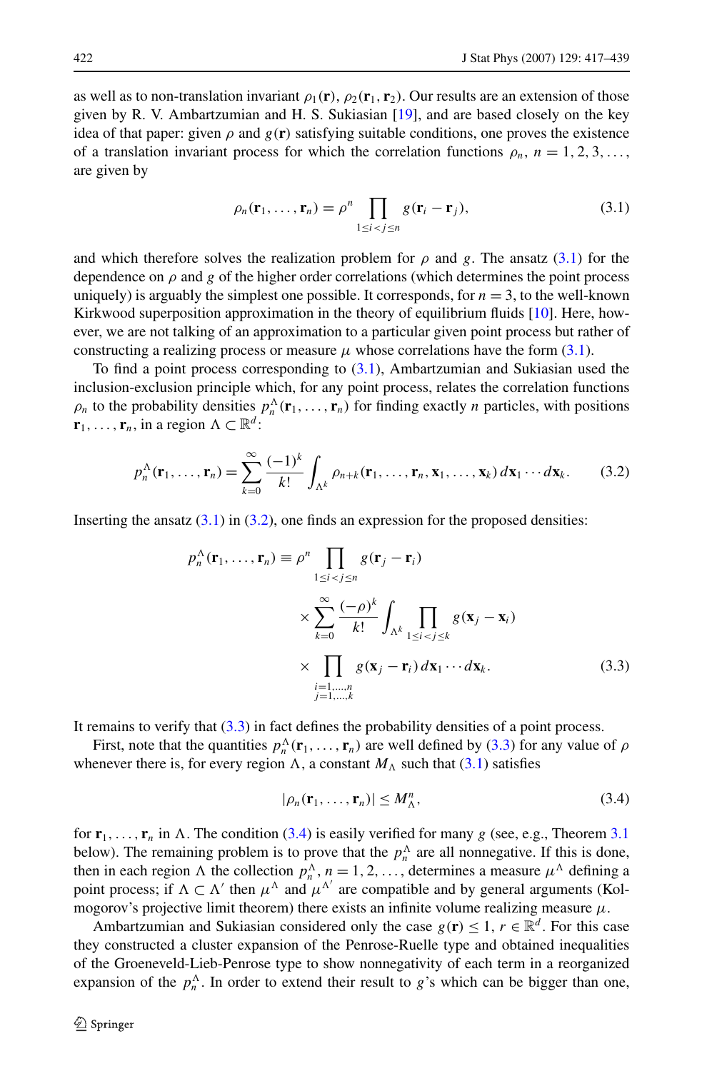as well as to non-translation invariant $\rho_1(\mathbf{r})$, $\rho_2(\mathbf{r}_1,\mathbf{r}_2)$. Our results are an extension of those given by R. V. Ambartzumian and H. S. Sukiasian [19], and are based closely on the key idea of that paper: given $\rho$ and $g(\mathbf{r})$ satisfying suitable conditions, one proves the existence of a translation invariant process for which the correlation functions $\rho_n$, $n = 1,2,3,\ldots$, are given by

$$\rho_n(\mathbf{r}_1,\ldots,\mathbf{r}_n) = \rho^n \prod_{1\le i<j\le n} g(\mathbf{r}_i - \mathbf{r}_j), \tag{3.1}$$

and which therefore solves the realization problem for $\rho$ and $g$. The ansatz (3.1) for the dependence on $\rho$ and $g$ of the higher order correlations (which determines the point process uniquely) is arguably the simplest one possible. It corresponds, for $n = 3$, to the well-known Kirkwood superposition approximation in the theory of equilibrium fluids [10]. Here, however, we are not talking of an approximation to a particular given point process but rather of constructing a realizing process or measure $\mu$ whose correlations have the form (3.1).

To find a point process corresponding to (3.1), Ambartzumian and Sukiasian used the inclusion-exclusion principle which, for any point process, relates the correlation functions $\rho_n$ to the probability densities $p_n^\Lambda(\mathbf{r}_1,\ldots,\mathbf{r}_n)$ for finding exactly $n$ particles, with positions $\mathbf{r}_1,\ldots,\mathbf{r}_n$, in a region $\Lambda \subset \mathbb{R}^d$:

$$p_n^\Lambda(\mathbf{r}_1,\ldots,\mathbf{r}_n) = \sum_{k=0}^{\infty} \frac{(-1)^k}{k!} \int_{\Lambda^k} \rho_{n+k}(\mathbf{r}_1,\ldots,\mathbf{r}_n,\mathbf{x}_1,\ldots,\mathbf{x}_k)\, d\mathbf{x}_1\cdots d\mathbf{x}_k. \tag{3.2}$$

Inserting the ansatz (3.1) in (3.2), one finds an expression for the proposed densities:

$$\begin{aligned} p_n^\Lambda(\mathbf{r}_1,\ldots,\mathbf{r}_n) \equiv{}& \rho^n \prod_{1\le i<j\le n} g(\mathbf{r}_j - \mathbf{r}_i) \\ &\times \sum_{k=0}^{\infty} \frac{(-\rho)^k}{k!} \int_{\Lambda^k} \prod_{1\le i<j\le k} g(\mathbf{x}_j - \mathbf{x}_i) \\ &\times \prod_{\substack{i=1,\ldots,n \\ j=1,\ldots,k}} g(\mathbf{x}_j - \mathbf{r}_i)\, d\mathbf{x}_1\cdots d\mathbf{x}_k. \end{aligned} \tag{3.3}$$

It remains to verify that (3.3) in fact defines the probability densities of a point process.

First, note that the quantities $p_n^\Lambda(\mathbf{r}_1,\ldots,\mathbf{r}_n)$ are well defined by (3.3) for any value of $\rho$ whenever there is, for every region $\Lambda$, a constant $M_\Lambda$ such that (3.1) satisfies

$$|\rho_n(\mathbf{r}_1,\ldots,\mathbf{r}_n)| \le M_\Lambda^n, \tag{3.4}$$

for $\mathbf{r}_1,\ldots,\mathbf{r}_n$ in $\Lambda$. The condition (3.4) is easily verified for many $g$ (see, e.g., Theorem 3.1 below). The remaining problem is to prove that the $p_n^\Lambda$ are all nonnegative. If this is done, then in each region $\Lambda$ the collection $p_n^\Lambda$, $n = 1,2,\ldots$, determines a measure $\mu^\Lambda$ defining a point process; if $\Lambda \subset \Lambda'$ then $\mu^\Lambda$ and $\mu^{\Lambda'}$ are compatible and by general arguments (Kolmogorov's projective limit theorem) there exists an infinite volume realizing measure $\mu$.

Ambartzumian and Sukiasian considered only the case $g(\mathbf{r}) \le 1$, $r \in \mathbb{R}^d$. For this case they constructed a cluster expansion of the Penrose-Ruelle type and obtained inequalities of the Groeneveld-Lieb-Penrose type to show nonnegativity of each term in a reorganized expansion of the $p_n^\Lambda$. In order to extend their result to $g$'s which can be bigger than one,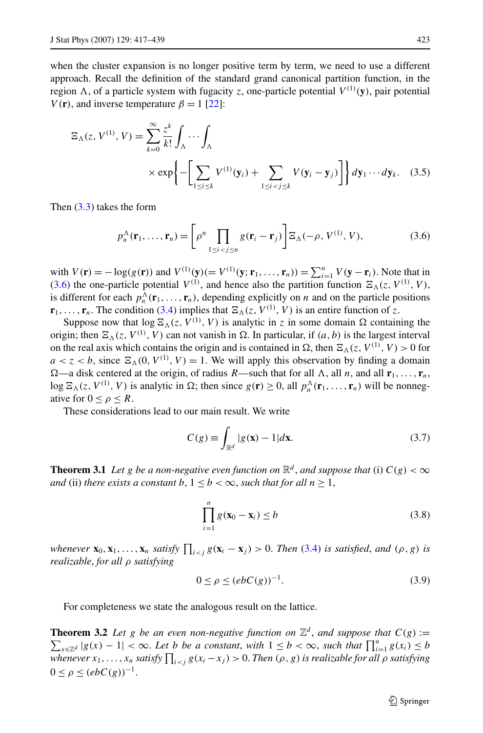when the cluster expansion is no longer positive term by term, we need to use a different approach. Recall the definition of the standard grand canonical partition function, in the region $\Lambda$, of a particle system with fugacity $z$, one-particle potential $V^{(1)}(\mathbf{y})$, pair potential $V(\mathbf{r})$, and inverse temperature $\beta = 1$ [22]:

$$\Xi_\Lambda(z, V^{(1)}, V) = \sum_{k=0}^{\infty} \frac{z^k}{k!} \int_\Lambda \cdots \int_\Lambda \times \exp\left\{ -\left[ \sum_{1 \le i \le k} V^{(1)}(\mathbf{y}_i) + \sum_{1 \le i < j \le k} V(\mathbf{y}_i - \mathbf{y}_j) \right] \right\} d\mathbf{y}_1 \cdots d\mathbf{y}_k. \quad (3.5)$$

Then (3.3) takes the form

$$p_n^\Lambda(\mathbf{r}_1, \ldots, \mathbf{r}_n) = \left[ \rho^n \prod_{1 \le i < j \le n} g(\mathbf{r}_i - \mathbf{r}_j) \right] \Xi_\Lambda(-\rho, V^{(1)}, V), \quad (3.6)$$

with $V(\mathbf{r}) = -\log(g(\mathbf{r}))$ and $V^{(1)}(\mathbf{y})(= V^{(1)}(\mathbf{y}; \mathbf{r}_1, \ldots, \mathbf{r}_n)) = \sum_{i=1}^n V(\mathbf{y} - \mathbf{r}_i)$. Note that in (3.6) the one-particle potential $V^{(1)}$, and hence also the partition function $\Xi_\Lambda(z, V^{(1)}, V)$, is different for each $p_n^\Lambda(\mathbf{r}_1, \ldots, \mathbf{r}_n)$, depending explicitly on $n$ and on the particle positions $\mathbf{r}_1, \ldots, \mathbf{r}_n$. The condition (3.4) implies that $\Xi_\Lambda(z, V^{(1)}, V)$ is an entire function of $z$.

Suppose now that $\log \Xi_\Lambda(z, V^{(1)}, V)$ is analytic in $z$ in some domain $\Omega$ containing the origin; then $\Xi_\Lambda(z, V^{(1)}, V)$ can not vanish in $\Omega$. In particular, if $(a, b)$ is the largest interval on the real axis which contains the origin and is contained in $\Omega$, then $\Xi_\Lambda(z, V^{(1)}, V) > 0$ for $a < z < b$, since $\Xi_\Lambda(0, V^{(1)}, V) = 1$. We will apply this observation by finding a domain $\Omega$—a disk centered at the origin, of radius $R$—such that for all $\Lambda$, all $n$, and all $\mathbf{r}_1, \ldots, \mathbf{r}_n$, $\log \Xi_\Lambda(z, V^{(1)}, V)$ is analytic in $\Omega$; then since $g(\mathbf{r}) \ge 0$, all $p_n^\Lambda(\mathbf{r}_1, \ldots, \mathbf{r}_n)$ will be nonnegative for $0 \le \rho \le R$.

These considerations lead to our main result. We write

$$C(g) \equiv \int_{\mathbb{R}^d} |g(\mathbf{x}) - 1| d\mathbf{x}. \quad (3.7)$$

**Theorem 3.1** *Let $g$ be a non-negative even function on $\mathbb{R}^d$, and suppose that* (i) $C(g) < \infty$ *and* (ii) *there exists a constant $b$, $1 \le b < \infty$, such that for all $n \ge 1$,*

$$\prod_{i=1}^n g(\mathbf{x}_0 - \mathbf{x}_i) \le b \quad (3.8)$$

*whenever $\mathbf{x}_0, \mathbf{x}_1, \ldots, \mathbf{x}_n$ satisfy $\prod_{i<j} g(\mathbf{x}_i - \mathbf{x}_j) > 0$. Then* (3.4) *is satisfied, and $(\rho, g)$ is realizable, for all $\rho$ satisfying*

$$0 \le \rho \le (ebC(g))^{-1}. \quad (3.9)$$

For completeness we state the analogous result on the lattice.

**Theorem 3.2** *Let $g$ be an even non-negative function on $\mathbb{Z}^d$, and suppose that $C(g) := \sum_{x \in \mathbb{Z}^d} |g(x) - 1| < \infty$. Let $b$ be a constant, with $1 \le b < \infty$, such that $\prod_{i=1}^n g(x_i) \le b$ whenever $x_1, \ldots, x_n$ satisfy $\prod_{i<j} g(x_i - x_j) > 0$. Then $(\rho, g)$ is realizable for all $\rho$ satisfying $0 \le \rho \le (ebC(g))^{-1}$.*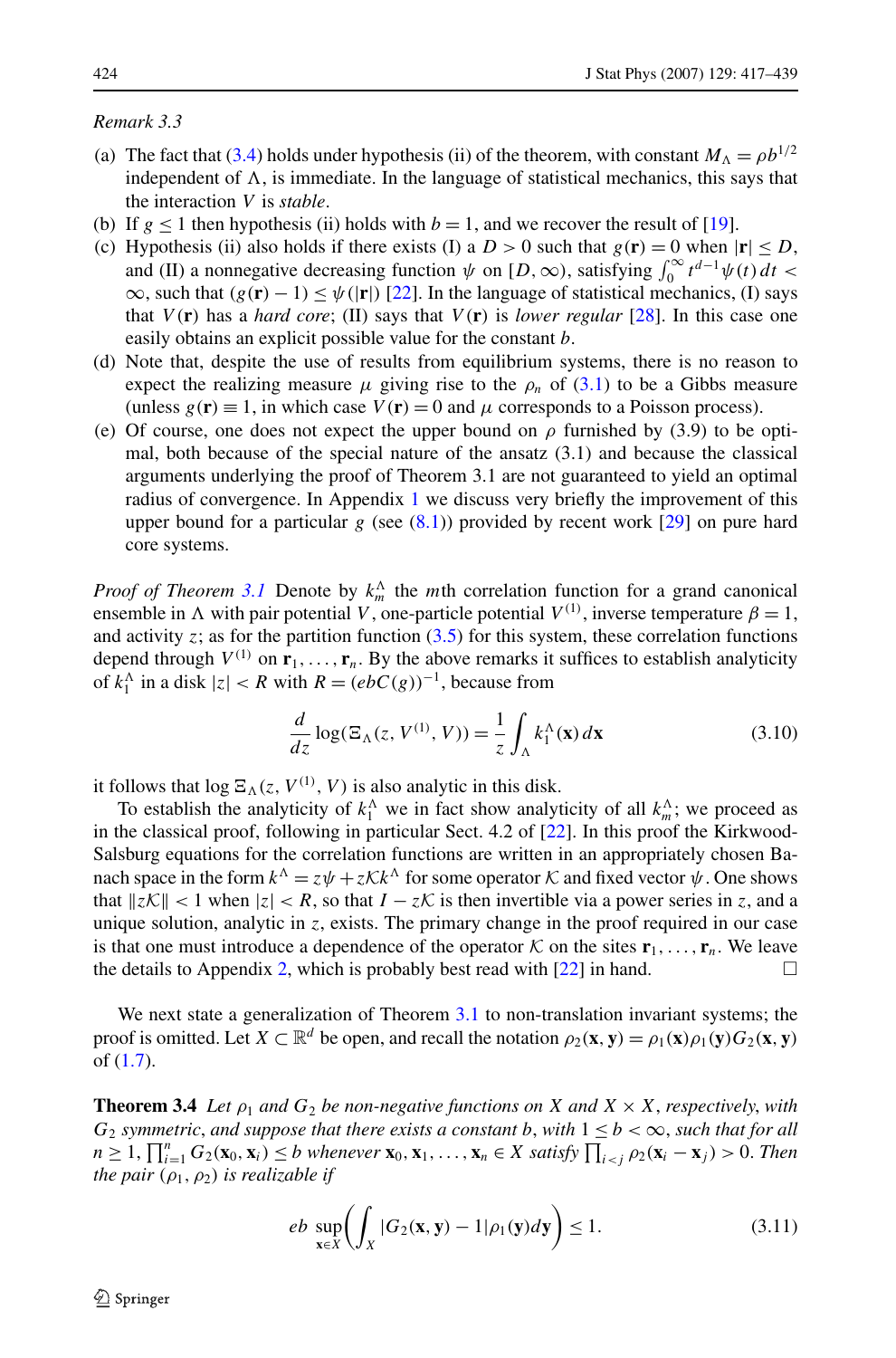*Remark 3.3*

(a) The fact that (3.4) holds under hypothesis (ii) of the theorem, with constant $M_\Lambda = \rho b^{1/2}$ independent of $\Lambda$, is immediate. In the language of statistical mechanics, this says that the interaction $V$ is *stable*.
(b) If $g \le 1$ then hypothesis (ii) holds with $b = 1$, and we recover the result of [19].
(c) Hypothesis (ii) also holds if there exists (I) a $D > 0$ such that $g(\mathbf{r}) = 0$ when $|\mathbf{r}| \le D$, and (II) a nonnegative decreasing function $\psi$ on $[D, \infty)$, satisfying $\int_0^\infty t^{d-1}\psi(t)\,dt < \infty$, such that $(g(\mathbf{r}) - 1) \le \psi(|\mathbf{r}|)$ [22]. In the language of statistical mechanics, (I) says that $V(\mathbf{r})$ has a *hard core*; (II) says that $V(\mathbf{r})$ is *lower regular* [28]. In this case one easily obtains an explicit possible value for the constant $b$.
(d) Note that, despite the use of results from equilibrium systems, there is no reason to expect the realizing measure $\mu$ giving rise to the $\rho_n$ of (3.1) to be a Gibbs measure (unless $g(\mathbf{r}) \equiv 1$, in which case $V(\mathbf{r}) = 0$ and $\mu$ corresponds to a Poisson process).
(e) Of course, one does not expect the upper bound on $\rho$ furnished by (3.9) to be optimal, both because of the special nature of the ansatz (3.1) and because the classical arguments underlying the proof of Theorem 3.1 are not guaranteed to yield an optimal radius of convergence. In Appendix 1 we discuss very briefly the improvement of this upper bound for a particular $g$ (see (8.1)) provided by recent work [29] on pure hard core systems.

*Proof of Theorem 3.1* Denote by $k_m^\Lambda$ the $m$th correlation function for a grand canonical ensemble in $\Lambda$ with pair potential $V$, one-particle potential $V^{(1)}$, inverse temperature $\beta = 1$, and activity $z$; as for the partition function (3.5) for this system, these correlation functions depend through $V^{(1)}$ on $\mathbf{r}_1, \ldots, \mathbf{r}_n$. By the above remarks it suffices to establish analyticity of $k_1^\Lambda$ in a disk $|z| < R$ with $R = (ebC(g))^{-1}$, because from

$$\frac{d}{dz}\log(\Xi_\Lambda(z, V^{(1)}, V)) = \frac{1}{z}\int_\Lambda k_1^\Lambda(\mathbf{x})\,d\mathbf{x} \tag{3.10}$$

it follows that $\log \Xi_\Lambda(z, V^{(1)}, V)$ is also analytic in this disk.

To establish the analyticity of $k_1^\Lambda$ we in fact show analyticity of all $k_m^\Lambda$; we proceed as in the classical proof, following in particular Sect. 4.2 of [22]. In this proof the Kirkwood-Salsburg equations for the correlation functions are written in an appropriately chosen Banach space in the form $k^\Lambda = z\psi + z\mathcal{K}k^\Lambda$ for some operator $\mathcal{K}$ and fixed vector $\psi$. One shows that $\|z\mathcal{K}\| < 1$ when $|z| < R$, so that $I - z\mathcal{K}$ is then invertible via a power series in $z$, and a unique solution, analytic in $z$, exists. The primary change in the proof required in our case is that one must introduce a dependence of the operator $\mathcal{K}$ on the sites $\mathbf{r}_1, \ldots, \mathbf{r}_n$. We leave the details to Appendix 2, which is probably best read with [22] in hand. □

We next state a generalization of Theorem 3.1 to non-translation invariant systems; the proof is omitted. Let $X \subset \mathbb{R}^d$ be open, and recall the notation $\rho_2(\mathbf{x}, \mathbf{y}) = \rho_1(\mathbf{x})\rho_1(\mathbf{y})G_2(\mathbf{x}, \mathbf{y})$ of (1.7).

**Theorem 3.4** *Let $\rho_1$ and $G_2$ be non-negative functions on $X$ and $X \times X$, respectively, with $G_2$ symmetric, and suppose that there exists a constant $b$, with $1 \le b < \infty$, such that for all $n \ge 1$, $\prod_{i=1}^n G_2(\mathbf{x}_0, \mathbf{x}_i) \le b$ whenever $\mathbf{x}_0, \mathbf{x}_1, \ldots, \mathbf{x}_n \in X$ satisfy $\prod_{i<j}\rho_2(\mathbf{x}_i - \mathbf{x}_j) > 0$. Then the pair $(\rho_1, \rho_2)$ is realizable if*

$$eb\sup_{\mathbf{x}\in X}\left(\int_X |G_2(\mathbf{x}, \mathbf{y}) - 1|\rho_1(\mathbf{y})d\mathbf{y}\right) \le 1. \tag{3.11}$$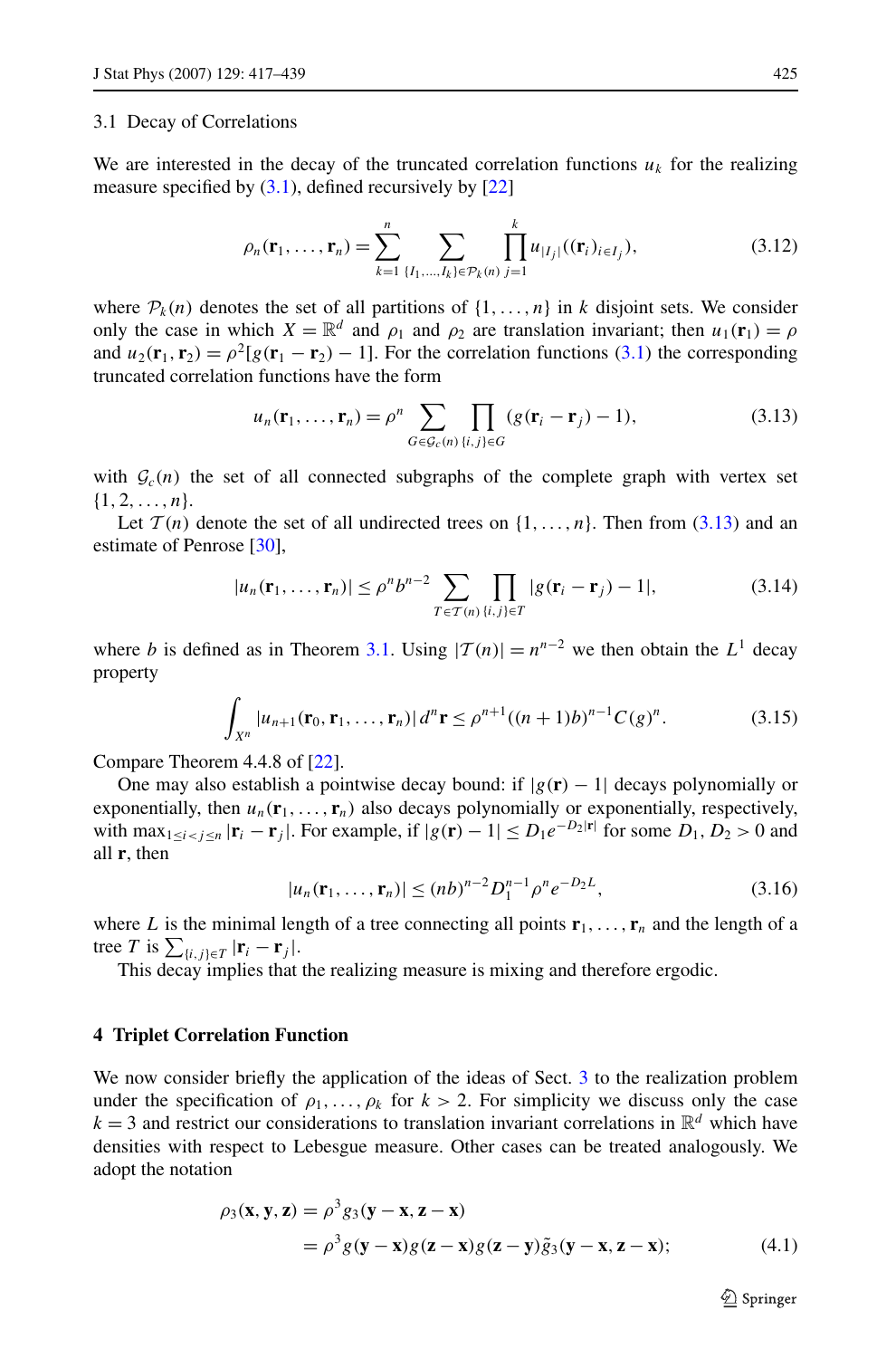### 3.1 Decay of Correlations

We are interested in the decay of the truncated correlation functions $u_k$ for the realizing measure specified by (3.1), defined recursively by [22]

$$\rho_n(\mathbf{r}_1, \ldots, \mathbf{r}_n) = \sum_{k=1}^{n} \sum_{\{I_1,\ldots,I_k\}\in\mathcal{P}_k(n)} \prod_{j=1}^{k} u_{|I_j|}((\mathbf{r}_i)_{i\in I_j}), \tag{3.12}$$

where $\mathcal{P}_k(n)$ denotes the set of all partitions of $\{1,\ldots,n\}$ in $k$ disjoint sets. We consider only the case in which $X = \mathbb{R}^d$ and $\rho_1$ and $\rho_2$ are translation invariant; then $u_1(\mathbf{r}_1) = \rho$ and $u_2(\mathbf{r}_1, \mathbf{r}_2) = \rho^2[g(\mathbf{r}_1 - \mathbf{r}_2) - 1]$. For the correlation functions (3.1) the corresponding truncated correlation functions have the form

$$u_n(\mathbf{r}_1, \ldots, \mathbf{r}_n) = \rho^n \sum_{G\in\mathcal{G}_c(n)} \prod_{\{i,j\}\in G} (g(\mathbf{r}_i - \mathbf{r}_j) - 1), \tag{3.13}$$

with $\mathcal{G}_c(n)$ the set of all connected subgraphs of the complete graph with vertex set $\{1, 2, \ldots, n\}$.

Let $\mathcal{T}(n)$ denote the set of all undirected trees on $\{1,\ldots,n\}$. Then from (3.13) and an estimate of Penrose [30],

$$|u_n(\mathbf{r}_1, \ldots, \mathbf{r}_n)| \le \rho^n b^{n-2} \sum_{T\in\mathcal{T}(n)} \prod_{\{i,j\}\in T} |g(\mathbf{r}_i - \mathbf{r}_j) - 1|, \tag{3.14}$$

where $b$ is defined as in Theorem 3.1. Using $|\mathcal{T}(n)| = n^{n-2}$ we then obtain the $L^1$ decay property

$$\int_{X^n} |u_{n+1}(\mathbf{r}_0, \mathbf{r}_1, \ldots, \mathbf{r}_n)|\, d^n\mathbf{r} \le \rho^{n+1}((n+1)b)^{n-1} C(g)^n. \tag{3.15}$$

Compare Theorem 4.4.8 of [22].

One may also establish a pointwise decay bound: if $|g(\mathbf{r}) - 1|$ decays polynomially or exponentially, then $u_n(\mathbf{r}_1, \ldots, \mathbf{r}_n)$ also decays polynomially or exponentially, respectively, with $\max_{1\le i<j\le n} |\mathbf{r}_i - \mathbf{r}_j|$. For example, if $|g(\mathbf{r}) - 1| \le D_1 e^{-D_2|\mathbf{r}|}$ for some $D_1, D_2 > 0$ and all $\mathbf{r}$, then

$$|u_n(\mathbf{r}_1, \ldots, \mathbf{r}_n)| \le (nb)^{n-2} D_1^{n-1} \rho^n e^{-D_2 L}, \tag{3.16}$$

where $L$ is the minimal length of a tree connecting all points $\mathbf{r}_1, \ldots, \mathbf{r}_n$ and the length of a tree $T$ is $\sum_{\{i,j\}\in T} |\mathbf{r}_i - \mathbf{r}_j|$.

This decay implies that the realizing measure is mixing and therefore ergodic.

## 4 Triplet Correlation Function

We now consider briefly the application of the ideas of Sect. 3 to the realization problem under the specification of $\rho_1, \ldots, \rho_k$ for $k > 2$. For simplicity we discuss only the case $k = 3$ and restrict our considerations to translation invariant correlations in $\mathbb{R}^d$ which have densities with respect to Lebesgue measure. Other cases can be treated analogously. We adopt the notation

$$\begin{aligned}
\rho_3(\mathbf{x}, \mathbf{y}, \mathbf{z}) &= \rho^3 g_3(\mathbf{y} - \mathbf{x}, \mathbf{z} - \mathbf{x}) \\
&= \rho^3 g(\mathbf{y} - \mathbf{x}) g(\mathbf{z} - \mathbf{x}) g(\mathbf{z} - \mathbf{y}) \tilde{g}_3(\mathbf{y} - \mathbf{x}, \mathbf{z} - \mathbf{x});
\end{aligned} \tag{4.1}$$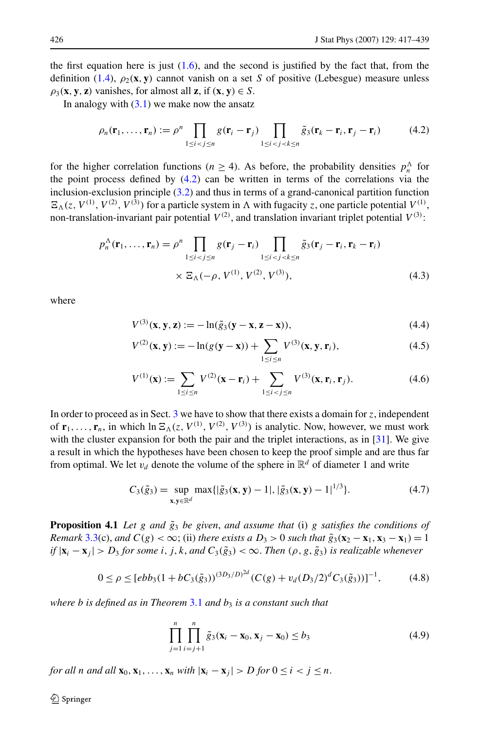the first equation here is just (1.6), and the second is justified by the fact that, from the definition (1.4), $\rho_2(\mathbf{x}, \mathbf{y})$ cannot vanish on a set $S$ of positive (Lebesgue) measure unless $\rho_3(\mathbf{x}, \mathbf{y}, \mathbf{z})$ vanishes, for almost all $\mathbf{z}$, if $(\mathbf{x}, \mathbf{y}) \in S$.

In analogy with (3.1) we make now the ansatz

$$\rho_n(\mathbf{r}_1, \ldots, \mathbf{r}_n) := \rho^n \prod_{1 \le i < j \le n} g(\mathbf{r}_i - \mathbf{r}_j) \prod_{1 \le i < j < k \le n} \tilde{g}_3(\mathbf{r}_k - \mathbf{r}_i, \mathbf{r}_j - \mathbf{r}_i) \tag{4.2}$$

for the higher correlation functions ($n \ge 4$). As before, the probability densities $p_n^\Lambda$ for the point process defined by (4.2) can be written in terms of the correlations via the inclusion-exclusion principle (3.2) and thus in terms of a grand-canonical partition function $\Xi_\Lambda(z, V^{(1)}, V^{(2)}, V^{(3)})$ for a particle system in $\Lambda$ with fugacity $z$, one particle potential $V^{(1)}$, non-translation-invariant pair potential $V^{(2)}$, and translation invariant triplet potential $V^{(3)}$:

$$\begin{aligned} p_n^\Lambda(\mathbf{r}_1, \ldots, \mathbf{r}_n) = \rho^n &\prod_{1 \le i < j \le n} g(\mathbf{r}_j - \mathbf{r}_i) \prod_{1 \le i < j < k \le n} \tilde{g}_3(\mathbf{r}_j - \mathbf{r}_i, \mathbf{r}_k - \mathbf{r}_i) \\ &\times \Xi_\Lambda(-\rho, V^{(1)}, V^{(2)}, V^{(3)}), \end{aligned} \tag{4.3}$$

where

$$V^{(3)}(\mathbf{x}, \mathbf{y}, \mathbf{z}) := -\ln(\tilde{g}_3(\mathbf{y} - \mathbf{x}, \mathbf{z} - \mathbf{x})), \tag{4.4}$$

$$V^{(2)}(\mathbf{x}, \mathbf{y}) := -\ln(g(\mathbf{y} - \mathbf{x})) + \sum_{1 \le i \le n} V^{(3)}(\mathbf{x}, \mathbf{y}, \mathbf{r}_i), \tag{4.5}$$

$$V^{(1)}(\mathbf{x}) := \sum_{1 \le i \le n} V^{(2)}(\mathbf{x} - \mathbf{r}_i) + \sum_{1 \le i < j \le n} V^{(3)}(\mathbf{x}, \mathbf{r}_i, \mathbf{r}_j). \tag{4.6}$$

In order to proceed as in Sect. 3 we have to show that there exists a domain for $z$, independent of $\mathbf{r}_1, \ldots, \mathbf{r}_n$, in which $\ln \Xi_\Lambda(z, V^{(1)}, V^{(2)}, V^{(3)})$ is analytic. Now, however, we must work with the cluster expansion for both the pair and the triplet interactions, as in [31]. We give a result in which the hypotheses have been chosen to keep the proof simple and are thus far from optimal. We let $v_d$ denote the volume of the sphere in $\mathbb{R}^d$ of diameter 1 and write

$$C_3(\tilde{g}_3) = \sup_{\mathbf{x}, \mathbf{y} \in \mathbb{R}^d} \max\{|\tilde{g}_3(\mathbf{x}, \mathbf{y}) - 1|, |\tilde{g}_3(\mathbf{x}, \mathbf{y}) - 1|^{1/3}\}. \tag{4.7}$$

**Proposition 4.1** *Let $g$ and $\tilde{g}_3$ be given, and assume that* (i) *$g$ satisfies the conditions of Remark 3.3*(c), *and $C(g) < \infty$;* (ii) *there exists a $D_3 > 0$ such that $\tilde{g}_3(\mathbf{x}_2 - \mathbf{x}_1, \mathbf{x}_3 - \mathbf{x}_1) = 1$ if $|\mathbf{x}_i - \mathbf{x}_j| > D_3$ for some $i, j, k$, and $C_3(\tilde{g}_3) < \infty$. Then $(\rho, g, \tilde{g}_3)$ is realizable whenever*

$$0 \le \rho \le [ebb_3(1 + bC_3(\tilde{g}_3))^{(3D_3/D)^{2d}}(C(g) + v_d(D_3/2)^d C_3(\tilde{g}_3))]^{-1}, \tag{4.8}$$

*where $b$ is defined as in Theorem 3.1 and $b_3$ is a constant such that*

$$\prod_{j=1}^{n} \prod_{i=j+1}^{n} \tilde{g}_3(\mathbf{x}_i - \mathbf{x}_0, \mathbf{x}_j - \mathbf{x}_0) \le b_3 \tag{4.9}$$

*for all $n$ and all $\mathbf{x}_0, \mathbf{x}_1, \ldots, \mathbf{x}_n$ with $|\mathbf{x}_i - \mathbf{x}_j| > D$ for $0 \le i < j \le n$.*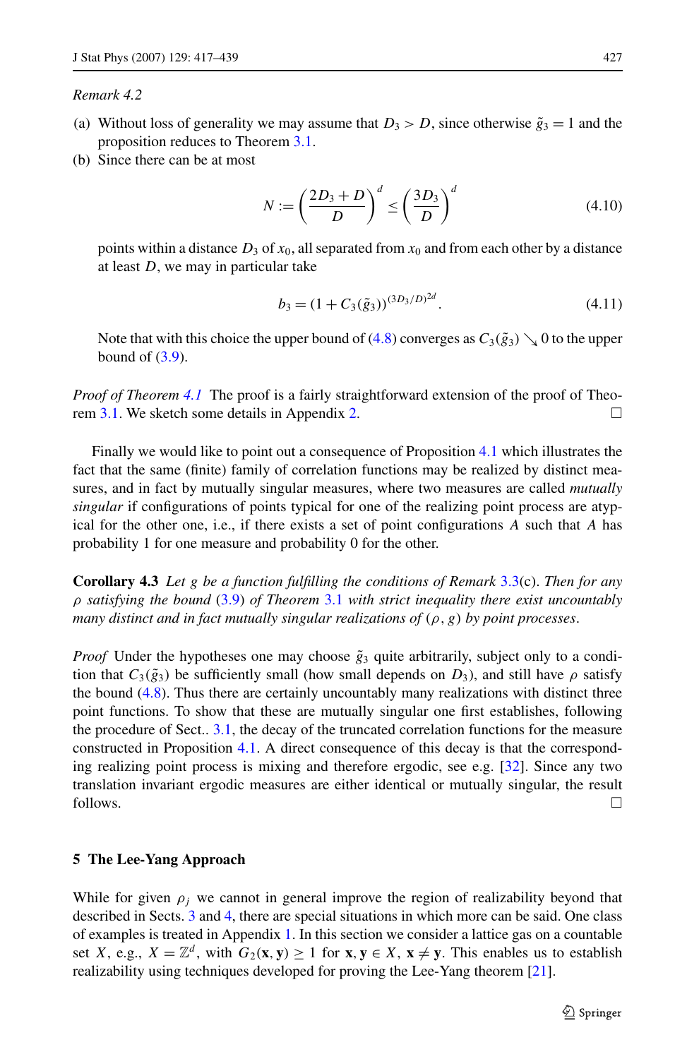*Remark 4.2*

(a) Without loss of generality we may assume that $D_3 > D$, since otherwise $\tilde{g}_3 = 1$ and the proposition reduces to Theorem 3.1.

(b) Since there can be at most

$$N := \left(\frac{2D_3 + D}{D}\right)^d \leq \left(\frac{3D_3}{D}\right)^d \tag{4.10}$$

points within a distance $D_3$ of $x_0$, all separated from $x_0$ and from each other by a distance at least $D$, we may in particular take

$$b_3 = (1 + C_3(\tilde{g}_3))^{(3D_3/D)^{2d}}. \tag{4.11}$$

Note that with this choice the upper bound of (4.8) converges as $C_3(\tilde{g}_3) \searrow 0$ to the upper bound of (3.9).

*Proof of Theorem 4.1* The proof is a fairly straightforward extension of the proof of Theorem 3.1. We sketch some details in Appendix 2. □

Finally we would like to point out a consequence of Proposition 4.1 which illustrates the fact that the same (finite) family of correlation functions may be realized by distinct measures, and in fact by mutually singular measures, where two measures are called *mutually singular* if configurations of points typical for one of the realizing point process are atypical for the other one, i.e., if there exists a set of point configurations $A$ such that $A$ has probability 1 for one measure and probability 0 for the other.

**Corollary 4.3** *Let $g$ be a function fulfilling the conditions of Remark 3.3(c). Then for any $\rho$ satisfying the bound (3.9) of Theorem 3.1 with strict inequality there exist uncountably many distinct and in fact mutually singular realizations of $(\rho, g)$ by point processes.*

*Proof* Under the hypotheses one may choose $\tilde{g}_3$ quite arbitrarily, subject only to a condition that $C_3(\tilde{g}_3)$ be sufficiently small (how small depends on $D_3$), and still have $\rho$ satisfy the bound (4.8). Thus there are certainly uncountably many realizations with distinct three point functions. To show that these are mutually singular one first establishes, following the procedure of Sect.. 3.1, the decay of the truncated correlation functions for the measure constructed in Proposition 4.1. A direct consequence of this decay is that the corresponding realizing point process is mixing and therefore ergodic, see e.g. [32]. Since any two translation invariant ergodic measures are either identical or mutually singular, the result follows. □

## 5 The Lee-Yang Approach

While for given $\rho_j$ we cannot in general improve the region of realizability beyond that described in Sects. 3 and 4, there are special situations in which more can be said. One class of examples is treated in Appendix 1. In this section we consider a lattice gas on a countable set $X$, e.g., $X = \mathbb{Z}^d$, with $G_2(\mathbf{x}, \mathbf{y}) \geq 1$ for $\mathbf{x}, \mathbf{y} \in X$, $\mathbf{x} \neq \mathbf{y}$. This enables us to establish realizability using techniques developed for proving the Lee-Yang theorem [21].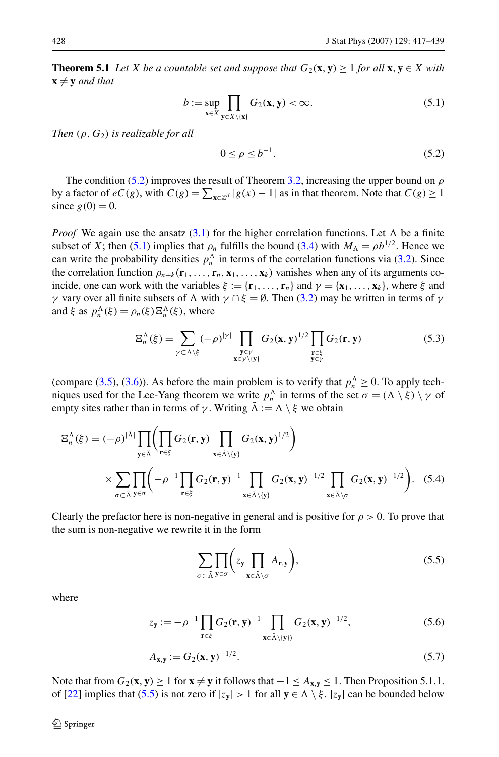**Theorem 5.1** *Let $X$ be a countable set and suppose that $G_2(\mathbf{x},\mathbf{y}) \geq 1$ for all $\mathbf{x},\mathbf{y} \in X$ with $\mathbf{x} \neq \mathbf{y}$ and that*

$$b := \sup_{\mathbf{x}\in X} \prod_{\mathbf{y}\in X\setminus\{\mathbf{x}\}} G_2(\mathbf{x},\mathbf{y}) < \infty. \tag{5.1}$$

*Then $(\rho, G_2)$ is realizable for all*

$$0 \leq \rho \leq b^{-1}. \tag{5.2}$$

The condition (5.2) improves the result of Theorem 3.2, increasing the upper bound on $\rho$ by a factor of $eC(g)$, with $C(g) = \sum_{\mathbf{x}\in\mathbb{Z}^d} |g(x) - 1|$ as in that theorem. Note that $C(g) \geq 1$ since $g(0) = 0$.

*Proof* We again use the ansatz (3.1) for the higher correlation functions. Let $\Lambda$ be a finite subset of $X$; then (5.1) implies that $\rho_n$ fulfills the bound (3.4) with $M_\Lambda = \rho b^{1/2}$. Hence we can write the probability densities $p_n^\Lambda$ in terms of the correlation functions via (3.2). Since the correlation function $\rho_{n+k}(\mathbf{r}_1,\ldots,\mathbf{r}_n,\mathbf{x}_1,\ldots,\mathbf{x}_k)$ vanishes when any of its arguments coincide, one can work with the variables $\xi := \{\mathbf{r}_1,\ldots,\mathbf{r}_n\}$ and $\gamma = \{\mathbf{x}_1,\ldots,\mathbf{x}_k\}$, where $\xi$ and $\gamma$ vary over all finite subsets of $\Lambda$ with $\gamma \cap \xi = \emptyset$. Then (3.2) may be written in terms of $\gamma$ and $\xi$ as $p_n^\Lambda(\xi) = \rho_n(\xi)\,\Xi_n^\Lambda(\xi)$, where

$$\Xi_n^\Lambda(\xi) = \sum_{\gamma\subset\Lambda\setminus\xi} (-\rho)^{|\gamma|} \prod_{\substack{\mathbf{y}\in\gamma\\ \mathbf{x}\in\gamma\setminus\{\mathbf{y}\}}} G_2(\mathbf{x},\mathbf{y})^{1/2} \prod_{\substack{\mathbf{r}\in\xi\\ \mathbf{y}\in\gamma}} G_2(\mathbf{r},\mathbf{y}) \tag{5.3}$$

(compare (3.5), (3.6)). As before the main problem is to verify that $p_n^\Lambda \geq 0$. To apply techniques used for the Lee-Yang theorem we write $p_n^\Lambda$ in terms of the set $\sigma = (\Lambda\setminus\xi)\setminus\gamma$ of empty sites rather than in terms of $\gamma$. Writing $\tilde{\Lambda} := \Lambda\setminus\xi$ we obtain

$$\begin{aligned}\Xi_n^\Lambda(\xi) &= (-\rho)^{|\tilde{\Lambda}|} \prod_{\mathbf{y}\in\tilde{\Lambda}} \left( \prod_{\mathbf{r}\in\xi} G_2(\mathbf{r},\mathbf{y}) \prod_{\mathbf{x}\in\tilde{\Lambda}\setminus\{\mathbf{y}\}} G_2(\mathbf{x},\mathbf{y})^{1/2} \right)\\ &\quad\times \sum_{\sigma\subset\tilde{\Lambda}} \prod_{\mathbf{y}\in\sigma} \left( -\rho^{-1} \prod_{\mathbf{r}\in\xi} G_2(\mathbf{r},\mathbf{y})^{-1} \prod_{\mathbf{x}\in\tilde{\Lambda}\setminus\{\mathbf{y}\}} G_2(\mathbf{x},\mathbf{y})^{-1/2} \prod_{\mathbf{x}\in\tilde{\Lambda}\setminus\sigma} G_2(\mathbf{x},\mathbf{y})^{-1/2} \right).\end{aligned} \tag{5.4}$$

Clearly the prefactor here is non-negative in general and is positive for $\rho > 0$. To prove that the sum is non-negative we rewrite it in the form

$$\sum_{\sigma\subset\tilde{\Lambda}} \prod_{\mathbf{y}\in\sigma} \left( z_\mathbf{y} \prod_{\mathbf{x}\in\tilde{\Lambda}\setminus\sigma} A_{\mathbf{r},\mathbf{y}} \right), \tag{5.5}$$

where

$$z_\mathbf{y} := -\rho^{-1} \prod_{\mathbf{r}\in\xi} G_2(\mathbf{r},\mathbf{y})^{-1} \prod_{\mathbf{x}\in\tilde{\Lambda}\setminus\{\mathbf{y}\})} G_2(\mathbf{x},\mathbf{y})^{-1/2}, \tag{5.6}$$

$$A_{\mathbf{x},\mathbf{y}} := G_2(\mathbf{x},\mathbf{y})^{-1/2}. \tag{5.7}$$

Note that from $G_2(\mathbf{x},\mathbf{y}) \geq 1$ for $\mathbf{x} \neq \mathbf{y}$ it follows that $-1 \leq A_{\mathbf{x},\mathbf{y}} \leq 1$. Then Proposition 5.1.1. of [22] implies that (5.5) is not zero if $|z_\mathbf{y}| > 1$ for all $\mathbf{y} \in \Lambda\setminus\xi$. $|z_\mathbf{y}|$ can be bounded below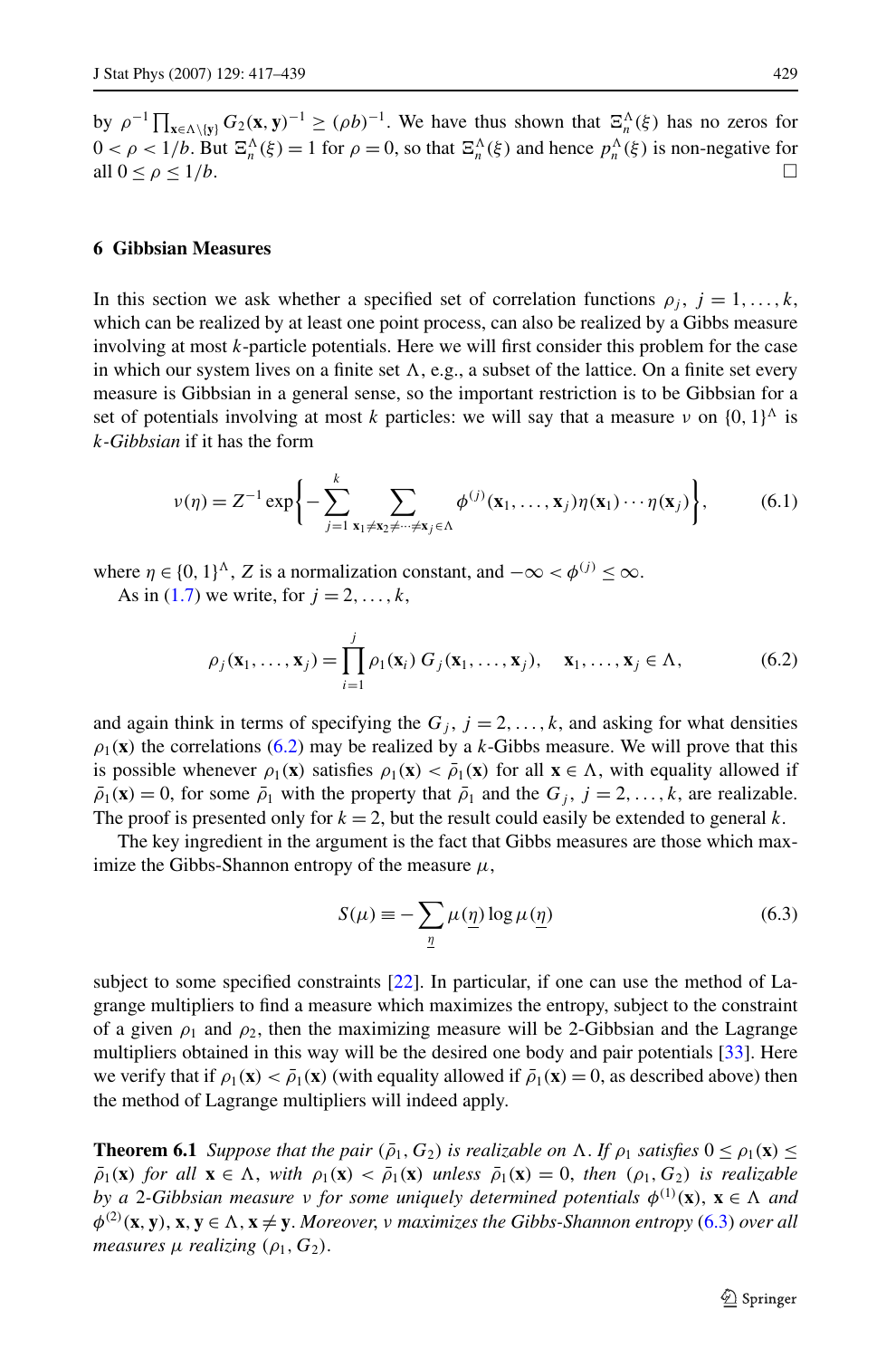by $\rho^{-1}\prod_{\mathbf{x}\in\Lambda\setminus\{\mathbf{y}\}} G_2(\mathbf{x},\mathbf{y})^{-1} \geq (\rho b)^{-1}$. We have thus shown that $\Xi_n^\Lambda(\xi)$ has no zeros for $0 < \rho < 1/b$. But $\Xi_n^\Lambda(\xi) = 1$ for $\rho = 0$, so that $\Xi_n^\Lambda(\xi)$ and hence $p_n^\Lambda(\xi)$ is non-negative for all $0 \leq \rho \leq 1/b$. □

## 6 Gibbsian Measures

In this section we ask whether a specified set of correlation functions $\rho_j$, $j = 1, \ldots, k$, which can be realized by at least one point process, can also be realized by a Gibbs measure involving at most $k$-particle potentials. Here we will first consider this problem for the case in which our system lives on a finite set $\Lambda$, e.g., a subset of the lattice. On a finite set every measure is Gibbsian in a general sense, so the important restriction is to be Gibbsian for a set of potentials involving at most $k$ particles: we will say that a measure $\nu$ on $\{0,1\}^\Lambda$ is *$k$-Gibbsian* if it has the form

$$\nu(\eta) = Z^{-1} \exp\left\{ -\sum_{j=1}^{k} \sum_{\mathbf{x}_1\neq\mathbf{x}_2\neq\cdots\neq\mathbf{x}_j\in\Lambda} \phi^{(j)}(\mathbf{x}_1,\ldots,\mathbf{x}_j)\eta(\mathbf{x}_1)\cdots\eta(\mathbf{x}_j) \right\}, \tag{6.1}$$

where $\eta \in \{0,1\}^\Lambda$, $Z$ is a normalization constant, and $-\infty < \phi^{(j)} \leq \infty$.

As in (1.7) we write, for $j = 2, \ldots, k$,

$$\rho_j(\mathbf{x}_1,\ldots,\mathbf{x}_j) = \prod_{i=1}^{j} \rho_1(\mathbf{x}_i)\, G_j(\mathbf{x}_1,\ldots,\mathbf{x}_j), \quad \mathbf{x}_1,\ldots,\mathbf{x}_j \in \Lambda, \tag{6.2}$$

and again think in terms of specifying the $G_j$, $j = 2, \ldots, k$, and asking for what densities $\rho_1(\mathbf{x})$ the correlations (6.2) may be realized by a $k$-Gibbs measure. We will prove that this is possible whenever $\rho_1(\mathbf{x})$ satisfies $\rho_1(\mathbf{x}) < \bar{\rho}_1(\mathbf{x})$ for all $\mathbf{x} \in \Lambda$, with equality allowed if $\bar{\rho}_1(\mathbf{x}) = 0$, for some $\bar{\rho}_1$ with the property that $\bar{\rho}_1$ and the $G_j$, $j = 2, \ldots, k$, are realizable. The proof is presented only for $k = 2$, but the result could easily be extended to general $k$.

The key ingredient in the argument is the fact that Gibbs measures are those which maximize the Gibbs-Shannon entropy of the measure $\mu$,

$$S(\mu) \equiv -\sum_{\underline{\eta}} \mu(\underline{\eta}) \log \mu(\underline{\eta}) \tag{6.3}$$

subject to some specified constraints [22]. In particular, if one can use the method of Lagrange multipliers to find a measure which maximizes the entropy, subject to the constraint of a given $\rho_1$ and $\rho_2$, then the maximizing measure will be 2-Gibbsian and the Lagrange multipliers obtained in this way will be the desired one body and pair potentials [33]. Here we verify that if $\rho_1(\mathbf{x}) < \bar{\rho}_1(\mathbf{x})$ (with equality allowed if $\bar{\rho}_1(\mathbf{x}) = 0$, as described above) then the method of Lagrange multipliers will indeed apply.

**Theorem 6.1** *Suppose that the pair $(\bar{\rho}_1, G_2)$ is realizable on $\Lambda$. If $\rho_1$ satisfies $0 \leq \rho_1(\mathbf{x}) \leq \bar{\rho}_1(\mathbf{x})$ for all $\mathbf{x} \in \Lambda$, with $\rho_1(\mathbf{x}) < \bar{\rho}_1(\mathbf{x})$ unless $\bar{\rho}_1(\mathbf{x}) = 0$, then $(\rho_1, G_2)$ is realizable by a 2-Gibbsian measure $\nu$ for some uniquely determined potentials $\phi^{(1)}(\mathbf{x})$, $\mathbf{x} \in \Lambda$ and $\phi^{(2)}(\mathbf{x},\mathbf{y})$, $\mathbf{x},\mathbf{y} \in \Lambda$, $\mathbf{x} \neq \mathbf{y}$. Moreover, $\nu$ maximizes the Gibbs-Shannon entropy (6.3) over all measures $\mu$ realizing $(\rho_1, G_2)$.*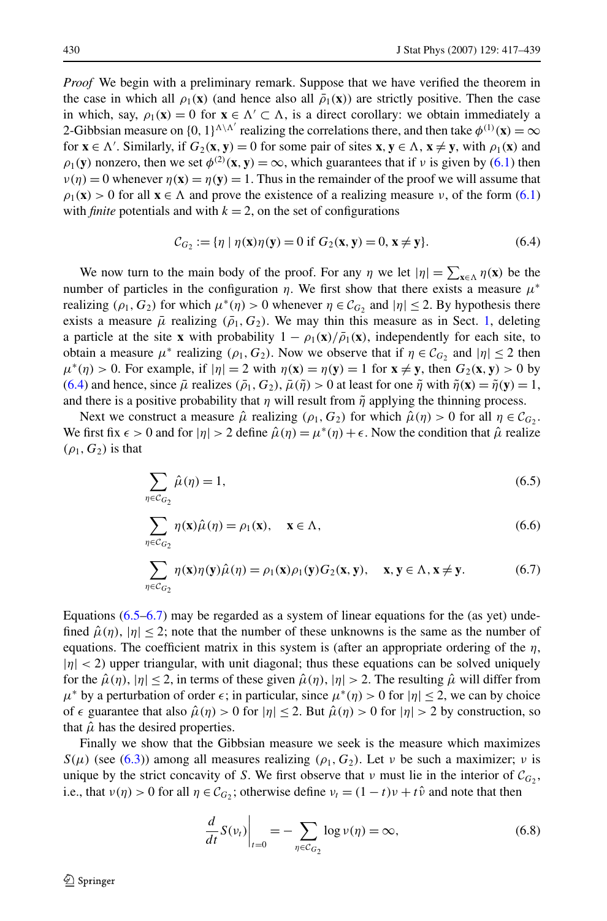*Proof* We begin with a preliminary remark. Suppose that we have verified the theorem in the case in which all $\rho_1(\mathbf{x})$ (and hence also all $\bar{\rho}_1(\mathbf{x})$) are strictly positive. Then the case in which, say, $\rho_1(\mathbf{x}) = 0$ for $\mathbf{x} \in \Lambda' \subset \Lambda$, is a direct corollary: we obtain immediately a 2-Gibbsian measure on $\{0, 1\}^{\Lambda \setminus \Lambda'}$ realizing the correlations there, and then take $\phi^{(1)}(\mathbf{x}) = \infty$ for $\mathbf{x} \in \Lambda'$. Similarly, if $G_2(\mathbf{x}, \mathbf{y}) = 0$ for some pair of sites $\mathbf{x}, \mathbf{y} \in \Lambda$, $\mathbf{x} \neq \mathbf{y}$, with $\rho_1(\mathbf{x})$ and $\rho_1(\mathbf{y})$ nonzero, then we set $\phi^{(2)}(\mathbf{x}, \mathbf{y}) = \infty$, which guarantees that if $\nu$ is given by (6.1) then $\nu(\eta) = 0$ whenever $\eta(\mathbf{x}) = \eta(\mathbf{y}) = 1$. Thus in the remainder of the proof we will assume that $\rho_1(\mathbf{x}) > 0$ for all $\mathbf{x} \in \Lambda$ and prove the existence of a realizing measure $\nu$, of the form (6.1) with *finite* potentials and with $k = 2$, on the set of configurations

$$\mathcal{C}_{G_2} := \{\eta \mid \eta(\mathbf{x})\eta(\mathbf{y}) = 0 \text{ if } G_2(\mathbf{x}, \mathbf{y}) = 0, \mathbf{x} \neq \mathbf{y}\}. \tag{6.4}$$

We now turn to the main body of the proof. For any $\eta$ we let $|\eta| = \sum_{\mathbf{x} \in \Lambda} \eta(\mathbf{x})$ be the number of particles in the configuration $\eta$. We first show that there exists a measure $\mu^*$ realizing $(\rho_1, G_2)$ for which $\mu^*(\eta) > 0$ whenever $\eta \in \mathcal{C}_{G_2}$ and $|\eta| \leq 2$. By hypothesis there exists a measure $\bar{\mu}$ realizing $(\bar{\rho}_1, G_2)$. We may thin this measure as in Sect. 1, deleting a particle at the site $\mathbf{x}$ with probability $1 - \rho_1(\mathbf{x})/\bar{\rho}_1(\mathbf{x})$, independently for each site, to obtain a measure $\mu^*$ realizing $(\rho_1, G_2)$. Now we observe that if $\eta \in \mathcal{C}_{G_2}$ and $|\eta| \leq 2$ then $\mu^*(\eta) > 0$. For example, if $|\eta| = 2$ with $\eta(\mathbf{x}) = \eta(\mathbf{y}) = 1$ for $\mathbf{x} \neq \mathbf{y}$, then $G_2(\mathbf{x}, \mathbf{y}) > 0$ by (6.4) and hence, since $\bar{\mu}$ realizes $(\bar{\rho}_1, G_2)$, $\bar{\mu}(\tilde{\eta}) > 0$ at least for one $\tilde{\eta}$ with $\tilde{\eta}(\mathbf{x}) = \tilde{\eta}(\mathbf{y}) = 1$, and there is a positive probability that $\eta$ will result from $\tilde{\eta}$ applying the thinning process.

Next we construct a measure $\hat{\mu}$ realizing $(\rho_1, G_2)$ for which $\hat{\mu}(\eta) > 0$ for all $\eta \in \mathcal{C}_{G_2}$. We first fix $\epsilon > 0$ and for $|\eta| > 2$ define $\hat{\mu}(\eta) = \mu^*(\eta) + \epsilon$. Now the condition that $\hat{\mu}$ realize $(\rho_1, G_2)$ is that

$$\sum_{\eta \in \mathcal{C}_{G_2}} \hat{\mu}(\eta) = 1, \tag{6.5}$$

$$\sum_{\eta \in \mathcal{C}_{G_2}} \eta(\mathbf{x})\hat{\mu}(\eta) = \rho_1(\mathbf{x}), \quad \mathbf{x} \in \Lambda, \tag{6.6}$$

$$\sum_{\eta \in \mathcal{C}_{G_2}} \eta(\mathbf{x})\eta(\mathbf{y})\hat{\mu}(\eta) = \rho_1(\mathbf{x})\rho_1(\mathbf{y})G_2(\mathbf{x}, \mathbf{y}), \quad \mathbf{x}, \mathbf{y} \in \Lambda, \mathbf{x} \neq \mathbf{y}. \tag{6.7}$$

Equations (6.5–6.7) may be regarded as a system of linear equations for the (as yet) undefined $\hat{\mu}(\eta)$, $|\eta| \leq 2$; note that the number of these unknowns is the same as the number of equations. The coefficient matrix in this system is (after an appropriate ordering of the $\eta$, $|\eta| < 2$) upper triangular, with unit diagonal; thus these equations can be solved uniquely for the $\hat{\mu}(\eta)$, $|\eta| \leq 2$, in terms of these given $\hat{\mu}(\eta)$, $|\eta| > 2$. The resulting $\hat{\mu}$ will differ from $\mu^*$ by a perturbation of order $\epsilon$; in particular, since $\mu^*(\eta) > 0$ for $|\eta| \leq 2$, we can by choice of $\epsilon$ guarantee that also $\hat{\mu}(\eta) > 0$ for $|\eta| \leq 2$. But $\hat{\mu}(\eta) > 0$ for $|\eta| > 2$ by construction, so that $\hat{\mu}$ has the desired properties.

Finally we show that the Gibbsian measure we seek is the measure which maximizes $S(\mu)$ (see (6.3)) among all measures realizing $(\rho_1, G_2)$. Let $\nu$ be such a maximizer; $\nu$ is unique by the strict concavity of $S$. We first observe that $\nu$ must lie in the interior of $\mathcal{C}_{G_2}$, i.e., that $\nu(\eta) > 0$ for all $\eta \in \mathcal{C}_{G_2}$; otherwise define $\nu_t = (1 - t)\nu + t\hat{\nu}$ and note that then

$$\left.\frac{d}{dt} S(\nu_t)\right|_{t=0} = -\sum_{\eta \in \mathcal{C}_{G_2}} \log \nu(\eta) = \infty, \tag{6.8}$$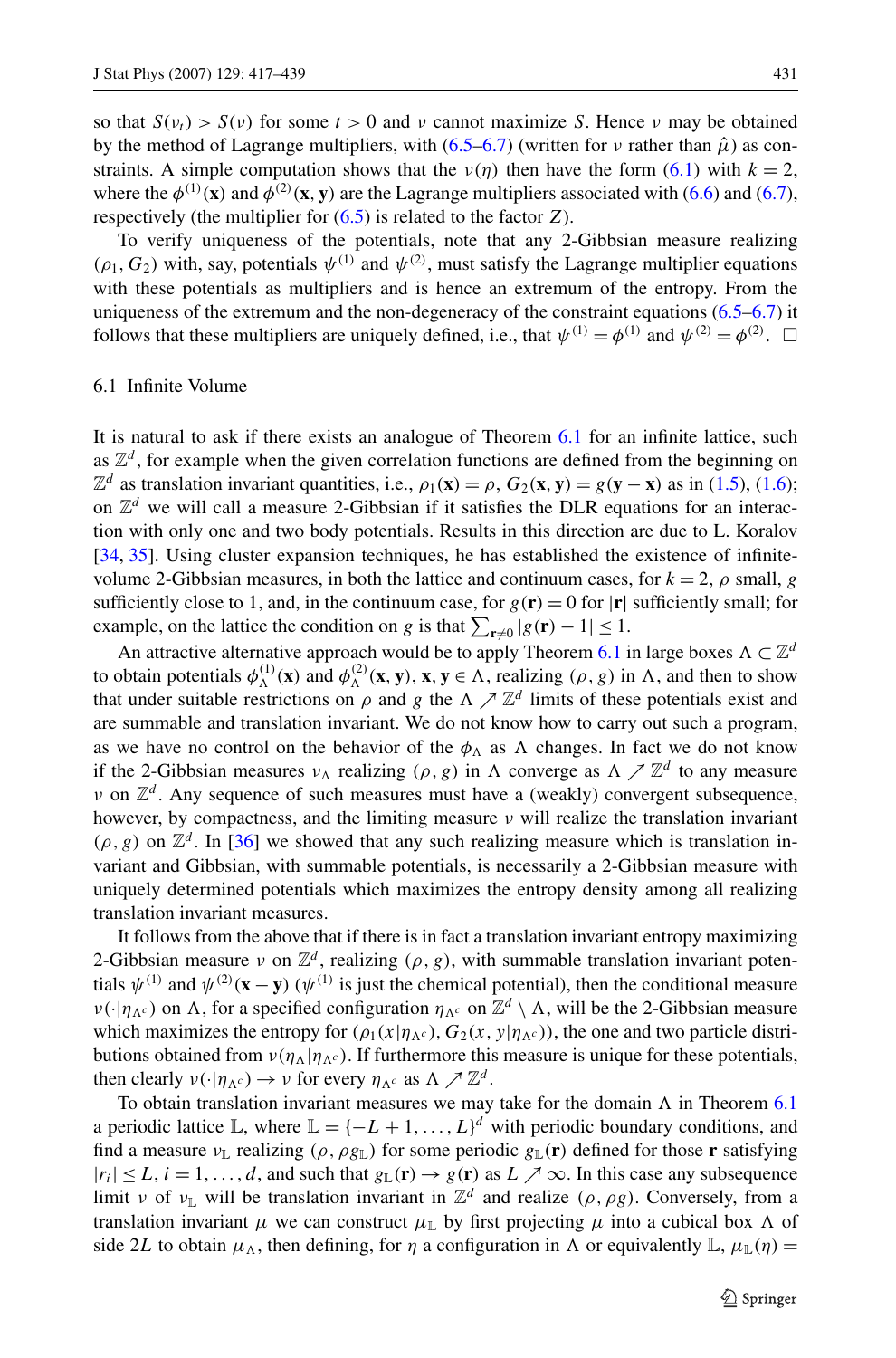so that $S(\nu_t) > S(\nu)$ for some $t > 0$ and $\nu$ cannot maximize $S$. Hence $\nu$ may be obtained by the method of Lagrange multipliers, with (6.5–6.7) (written for $\nu$ rather than $\hat{\mu}$) as constraints. A simple computation shows that the $\nu(\eta)$ then have the form (6.1) with $k = 2$, where the $\phi^{(1)}(\mathbf{x})$ and $\phi^{(2)}(\mathbf{x}, \mathbf{y})$ are the Lagrange multipliers associated with (6.6) and (6.7), respectively (the multiplier for (6.5) is related to the factor $Z$).

To verify uniqueness of the potentials, note that any 2-Gibbsian measure realizing $(\rho_1, G_2)$ with, say, potentials $\psi^{(1)}$ and $\psi^{(2)}$, must satisfy the Lagrange multiplier equations with these potentials as multipliers and is hence an extremum of the entropy. From the uniqueness of the extremum and the non-degeneracy of the constraint equations (6.5–6.7) it follows that these multipliers are uniquely defined, i.e., that $\psi^{(1)} = \phi^{(1)}$ and $\psi^{(2)} = \phi^{(2)}$. □

### 6.1 Infinite Volume

It is natural to ask if there exists an analogue of Theorem 6.1 for an infinite lattice, such as $\mathbb{Z}^d$, for example when the given correlation functions are defined from the beginning on $\mathbb{Z}^d$ as translation invariant quantities, i.e., $\rho_1(\mathbf{x}) = \rho$, $G_2(\mathbf{x}, \mathbf{y}) = g(\mathbf{y} - \mathbf{x})$ as in (1.5), (1.6); on $\mathbb{Z}^d$ we will call a measure 2-Gibbsian if it satisfies the DLR equations for an interaction with only one and two body potentials. Results in this direction are due to L. Koralov [34, 35]. Using cluster expansion techniques, he has established the existence of infinite-volume 2-Gibbsian measures, in both the lattice and continuum cases, for $k = 2$, $\rho$ small, $g$ sufficiently close to 1, and, in the continuum case, for $g(\mathbf{r}) = 0$ for $|\mathbf{r}|$ sufficiently small; for example, on the lattice the condition on $g$ is that $\sum_{\mathbf{r}\neq 0} |g(\mathbf{r}) - 1| \le 1$.

An attractive alternative approach would be to apply Theorem 6.1 in large boxes $\Lambda \subset \mathbb{Z}^d$ to obtain potentials $\phi_\Lambda^{(1)}(\mathbf{x})$ and $\phi_\Lambda^{(2)}(\mathbf{x}, \mathbf{y})$, $\mathbf{x}, \mathbf{y} \in \Lambda$, realizing $(\rho, g)$ in $\Lambda$, and then to show that under suitable restrictions on $\rho$ and $g$ the $\Lambda \nearrow \mathbb{Z}^d$ limits of these potentials exist and are summable and translation invariant. We do not know how to carry out such a program, as we have no control on the behavior of the $\phi_\Lambda$ as $\Lambda$ changes. In fact we do not know if the 2-Gibbsian measures $\nu_\Lambda$ realizing $(\rho, g)$ in $\Lambda$ converge as $\Lambda \nearrow \mathbb{Z}^d$ to any measure $\nu$ on $\mathbb{Z}^d$. Any sequence of such measures must have a (weakly) convergent subsequence, however, by compactness, and the limiting measure $\nu$ will realize the translation invariant $(\rho, g)$ on $\mathbb{Z}^d$. In [36] we showed that any such realizing measure which is translation invariant and Gibbsian, with summable potentials, is necessarily a 2-Gibbsian measure with uniquely determined potentials which maximizes the entropy density among all realizing translation invariant measures.

It follows from the above that if there is in fact a translation invariant entropy maximizing 2-Gibbsian measure $\nu$ on $\mathbb{Z}^d$, realizing $(\rho, g)$, with summable translation invariant potentials $\psi^{(1)}$ and $\psi^{(2)}(\mathbf{x} - \mathbf{y})$ ($\psi^{(1)}$ is just the chemical potential), then the conditional measure $\nu(\cdot|\eta_{\Lambda^c})$ on $\Lambda$, for a specified configuration $\eta_{\Lambda^c}$ on $\mathbb{Z}^d \setminus \Lambda$, will be the 2-Gibbsian measure which maximizes the entropy for $(\rho_1(x|\eta_{\Lambda^c}), G_2(x, y|\eta_{\Lambda^c}))$, the one and two particle distributions obtained from $\nu(\eta_\Lambda|\eta_{\Lambda^c})$. If furthermore this measure is unique for these potentials, then clearly $\nu(\cdot|\eta_{\Lambda^c}) \to \nu$ for every $\eta_{\Lambda^c}$ as $\Lambda \nearrow \mathbb{Z}^d$.

To obtain translation invariant measures we may take for the domain $\Lambda$ in Theorem 6.1 a periodic lattice $\mathbb{L}$, where $\mathbb{L} = \{-L+1, \ldots, L\}^d$ with periodic boundary conditions, and find a measure $\nu_{\mathbb{L}}$ realizing $(\rho, \rho g_{\mathbb{L}})$ for some periodic $g_{\mathbb{L}}(\mathbf{r})$ defined for those $\mathbf{r}$ satisfying $|r_i| \le L$, $i = 1, \ldots, d$, and such that $g_{\mathbb{L}}(\mathbf{r}) \to g(\mathbf{r})$ as $L \nearrow \infty$. In this case any subsequence limit $\nu$ of $\nu_{\mathbb{L}}$ will be translation invariant in $\mathbb{Z}^d$ and realize $(\rho, \rho g)$. Conversely, from a translation invariant $\mu$ we can construct $\mu_{\mathbb{L}}$ by first projecting $\mu$ into a cubical box $\Lambda$ of side $2L$ to obtain $\mu_\Lambda$, then defining, for $\eta$ a configuration in $\Lambda$ or equivalently $\mathbb{L}$, $\mu_{\mathbb{L}}(\eta) =$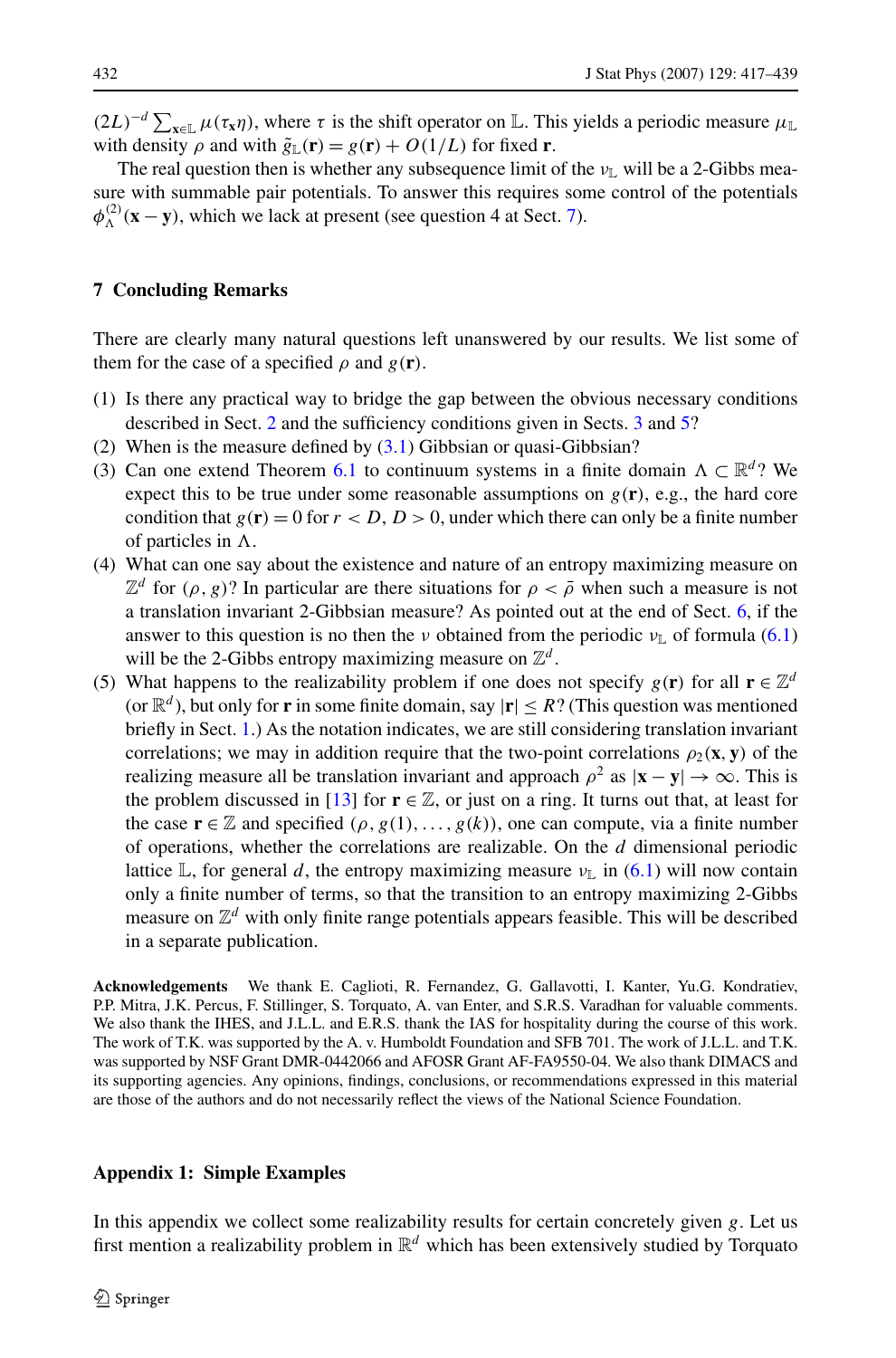$(2L)^{-d} \sum_{\mathbf{x}\in\mathbb{L}} \mu(\tau_{\mathbf{x}}\eta)$, where $\tau$ is the shift operator on $\mathbb{L}$. This yields a periodic measure $\mu_{\mathbb{L}}$ with density $\rho$ and with $\tilde{g}_{\mathbb{L}}(\mathbf{r}) = g(\mathbf{r}) + O(1/L)$ for fixed $\mathbf{r}$.

The real question then is whether any subsequence limit of the $\nu_{\mathbb{L}}$ will be a 2-Gibbs measure with summable pair potentials. To answer this requires some control of the potentials $\phi_{\Lambda}^{(2)}(\mathbf{x}-\mathbf{y})$, which we lack at present (see question 4 at Sect. 7).

## 7 Concluding Remarks

There are clearly many natural questions left unanswered by our results. We list some of them for the case of a specified $\rho$ and $g(\mathbf{r})$.

(1) Is there any practical way to bridge the gap between the obvious necessary conditions described in Sect. 2 and the sufficiency conditions given in Sects. 3 and 5?

(2) When is the measure defined by (3.1) Gibbsian or quasi-Gibbsian?

(3) Can one extend Theorem 6.1 to continuum systems in a finite domain $\Lambda \subset \mathbb{R}^d$? We expect this to be true under some reasonable assumptions on $g(\mathbf{r})$, e.g., the hard core condition that $g(\mathbf{r}) = 0$ for $r < D$, $D > 0$, under which there can only be a finite number of particles in $\Lambda$.

(4) What can one say about the existence and nature of an entropy maximizing measure on $\mathbb{Z}^d$ for $(\rho, g)$? In particular are there situations for $\rho < \bar{\rho}$ when such a measure is not a translation invariant 2-Gibbsian measure? As pointed out at the end of Sect. 6, if the answer to this question is no then the $\nu$ obtained from the periodic $\nu_{\mathbb{L}}$ of formula (6.1) will be the 2-Gibbs entropy maximizing measure on $\mathbb{Z}^d$.

(5) What happens to the realizability problem if one does not specify $g(\mathbf{r})$ for all $\mathbf{r} \in \mathbb{Z}^d$ (or $\mathbb{R}^d$), but only for $\mathbf{r}$ in some finite domain, say $|\mathbf{r}| \le R$? (This question was mentioned briefly in Sect. 1.) As the notation indicates, we are still considering translation invariant correlations; we may in addition require that the two-point correlations $\rho_2(\mathbf{x}, \mathbf{y})$ of the realizing measure all be translation invariant and approach $\rho^2$ as $|\mathbf{x}-\mathbf{y}| \to \infty$. This is the problem discussed in [13] for $\mathbf{r} \in \mathbb{Z}$, or just on a ring. It turns out that, at least for the case $\mathbf{r} \in \mathbb{Z}$ and specified $(\rho, g(1), \ldots, g(k))$, one can compute, via a finite number of operations, whether the correlations are realizable. On the $d$ dimensional periodic lattice $\mathbb{L}$, for general $d$, the entropy maximizing measure $\nu_{\mathbb{L}}$ in (6.1) will now contain only a finite number of terms, so that the transition to an entropy maximizing 2-Gibbs measure on $\mathbb{Z}^d$ with only finite range potentials appears feasible. This will be described in a separate publication.

**Acknowledgements** We thank E. Caglioti, R. Fernandez, G. Gallavotti, I. Kanter, Yu.G. Kondratiev, P.P. Mitra, J.K. Percus, F. Stillinger, S. Torquato, A. van Enter, and S.R.S. Varadhan for valuable comments. We also thank the IHES, and J.L.L. and E.R.S. thank the IAS for hospitality during the course of this work. The work of T.K. was supported by the A. v. Humboldt Foundation and SFB 701. The work of J.L.L. and T.K. was supported by NSF Grant DMR-0442066 and AFOSR Grant AF-FA9550-04. We also thank DIMACS and its supporting agencies. Any opinions, findings, conclusions, or recommendations expressed in this material are those of the authors and do not necessarily reflect the views of the National Science Foundation.

## Appendix 1: Simple Examples

In this appendix we collect some realizability results for certain concretely given $g$. Let us first mention a realizability problem in $\mathbb{R}^d$ which has been extensively studied by Torquato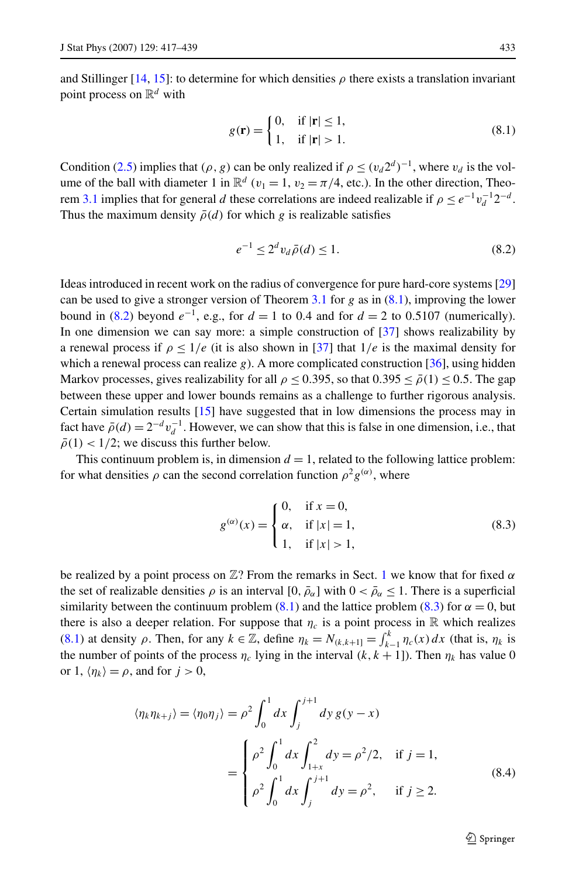and Stillinger [14, 15]: to determine for which densities $\rho$ there exists a translation invariant point process on $\mathbb{R}^d$ with

$$g(\mathbf{r}) = \begin{cases} 0, & \text{if } |\mathbf{r}| \le 1, \\ 1, & \text{if } |\mathbf{r}| > 1. \end{cases} \tag{8.1}$$

Condition (2.5) implies that $(\rho, g)$ can be only realized if $\rho \le (v_d 2^d)^{-1}$, where $v_d$ is the volume of the ball with diameter 1 in $\mathbb{R}^d$ ($v_1 = 1$, $v_2 = \pi/4$, etc.). In the other direction, Theorem 3.1 implies that for general $d$ these correlations are indeed realizable if $\rho \le e^{-1} v_d^{-1} 2^{-d}$. Thus the maximum density $\bar{\rho}(d)$ for which $g$ is realizable satisfies

$$e^{-1} \le 2^d v_d \bar{\rho}(d) \le 1. \tag{8.2}$$

Ideas introduced in recent work on the radius of convergence for pure hard-core systems [29] can be used to give a stronger version of Theorem 3.1 for $g$ as in (8.1), improving the lower bound in (8.2) beyond $e^{-1}$, e.g., for $d = 1$ to 0.4 and for $d = 2$ to 0.5107 (numerically). In one dimension we can say more: a simple construction of [37] shows realizability by a renewal process if $\rho \le 1/e$ (it is also shown in [37] that $1/e$ is the maximal density for which a renewal process can realize $g$). A more complicated construction [36], using hidden Markov processes, gives realizability for all $\rho \le 0.395$, so that $0.395 \le \bar{\rho}(1) \le 0.5$. The gap between these upper and lower bounds remains as a challenge to further rigorous analysis. Certain simulation results [15] have suggested that in low dimensions the process may in fact have $\bar{\rho}(d) = 2^{-d} v_d^{-1}$. However, we can show that this is false in one dimension, i.e., that $\bar{\rho}(1) < 1/2$; we discuss this further below.

This continuum problem is, in dimension $d = 1$, related to the following lattice problem: for what densities $\rho$ can the second correlation function $\rho^2 g^{(\alpha)}$, where

$$g^{(\alpha)}(x) = \begin{cases} 0, & \text{if } x = 0, \\ \alpha, & \text{if } |x| = 1, \\ 1, & \text{if } |x| > 1, \end{cases} \tag{8.3}$$

be realized by a point process on $\mathbb{Z}$? From the remarks in Sect. 1 we know that for fixed $\alpha$ the set of realizable densities $\rho$ is an interval $[0, \bar{\rho}_\alpha]$ with $0 < \bar{\rho}_\alpha \le 1$. There is a superficial similarity between the continuum problem (8.1) and the lattice problem (8.3) for $\alpha = 0$, but there is also a deeper relation. For suppose that $\eta_c$ is a point process in $\mathbb{R}$ which realizes (8.1) at density $\rho$. Then, for any $k \in \mathbb{Z}$, define $\eta_k = N_{(k,k+1]} = \int_{k-1}^{k} \eta_c(x)\, dx$ (that is, $\eta_k$ is the number of points of the process $\eta_c$ lying in the interval $(k, k+1]$). Then $\eta_k$ has value 0 or 1, $\langle \eta_k \rangle = \rho$, and for $j > 0$,

$$\begin{aligned} \langle \eta_k \eta_{k+j} \rangle = \langle \eta_0 \eta_j \rangle &= \rho^2 \int_0^1 dx \int_j^{j+1} dy\, g(y - x) \\ &= \begin{cases} \rho^2 \displaystyle\int_0^1 dx \int_{1+x}^{2} dy = \rho^2/2, & \text{if } j = 1, \\ \rho^2 \displaystyle\int_0^1 dx \int_j^{j+1} dy = \rho^2, & \text{if } j \ge 2. \end{cases} \end{aligned} \tag{8.4}$$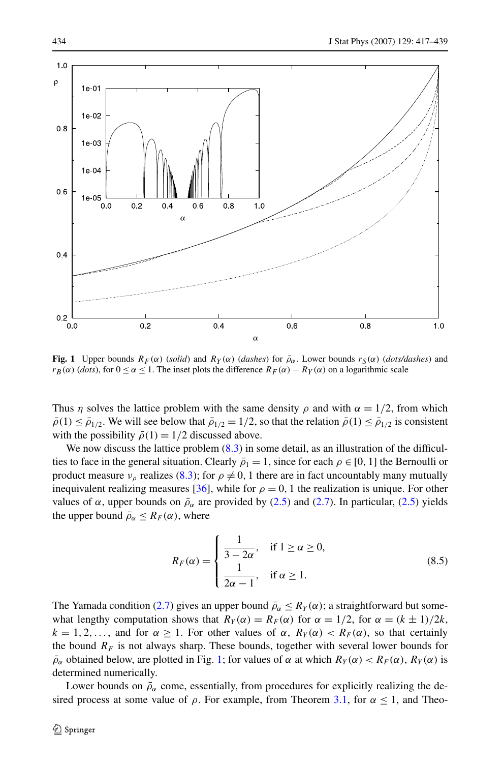**Fig. 1** Upper bounds $R_F(\alpha)$ (*solid*) and $R_Y(\alpha)$ (*dashes*) for $\bar{\rho}_\alpha$. Lower bounds $r_S(\alpha)$ (*dots/dashes*) and $r_B(\alpha)$ (*dots*), for $0 \le \alpha \le 1$. The inset plots the difference $R_F(\alpha) - R_Y(\alpha)$ on a logarithmic scale

Thus $\eta$ solves the lattice problem with the same density $\rho$ and with $\alpha = 1/2$, from which $\bar{\rho}(1) \le \bar{\rho}_{1/2}$. We will see below that $\bar{\rho}_{1/2} = 1/2$, so that the relation $\bar{\rho}(1) \le \bar{\rho}_{1/2}$ is consistent with the possibility $\bar{\rho}(1) = 1/2$ discussed above.

We now discuss the lattice problem (8.3) in some detail, as an illustration of the difficulties to face in the general situation. Clearly $\bar{\rho}_1 = 1$, since for each $\rho \in [0, 1]$ the Bernoulli or product measure $\nu_\rho$ realizes (8.3); for $\rho \ne 0, 1$ there are in fact uncountably many mutually inequivalent realizing measures [36], while for $\rho = 0, 1$ the realization is unique. For other values of $\alpha$, upper bounds on $\bar{\rho}_\alpha$ are provided by (2.5) and (2.7). In particular, (2.5) yields the upper bound $\bar{\rho}_\alpha \le R_F(\alpha)$, where

$$R_F(\alpha) = \begin{cases} \dfrac{1}{3 - 2\alpha}, & \text{if } 1 \ge \alpha \ge 0, \\[2ex] \dfrac{1}{2\alpha - 1}, & \text{if } \alpha \ge 1. \end{cases} \tag{8.5}$$

The Yamada condition (2.7) gives an upper bound $\bar{\rho}_\alpha \le R_Y(\alpha)$; a straightforward but somewhat lengthy computation shows that $R_Y(\alpha) = R_F(\alpha)$ for $\alpha = 1/2$, for $\alpha = (k \pm 1)/2k$, $k = 1, 2, \ldots$, and for $\alpha \ge 1$. For other values of $\alpha$, $R_Y(\alpha) < R_F(\alpha)$, so that certainly the bound $R_F$ is not always sharp. These bounds, together with several lower bounds for $\bar{\rho}_\alpha$ obtained below, are plotted in Fig. 1; for values of $\alpha$ at which $R_Y(\alpha) < R_F(\alpha)$, $R_Y(\alpha)$ is determined numerically.

Lower bounds on $\bar{\rho}_\alpha$ come, essentially, from procedures for explicitly realizing the desired process at some value of $\rho$. For example, from Theorem 3.1, for $\alpha \le 1$, and Theo-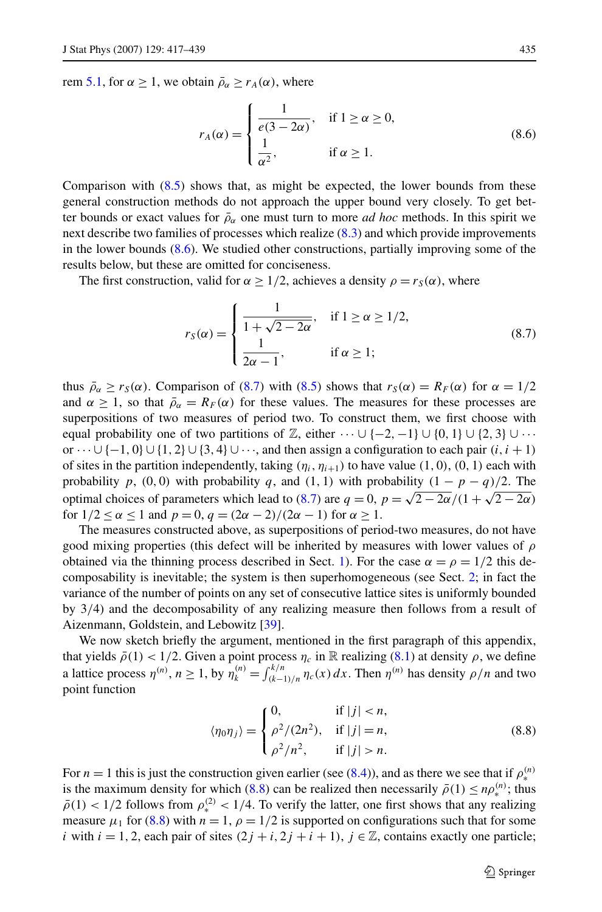rem 5.1, for $\alpha \geq 1$, we obtain $\bar{\rho}_\alpha \geq r_A(\alpha)$, where

$$r_A(\alpha) = \begin{cases} \dfrac{1}{e(3-2\alpha)}, & \text{if } 1 \geq \alpha \geq 0, \\ \dfrac{1}{\alpha^2}, & \text{if } \alpha \geq 1. \end{cases} \tag{8.6}$$

Comparison with (8.5) shows that, as might be expected, the lower bounds from these general construction methods do not approach the upper bound very closely. To get better bounds or exact values for $\bar{\rho}_\alpha$ one must turn to more *ad hoc* methods. In this spirit we next describe two families of processes which realize (8.3) and which provide improvements in the lower bounds (8.6). We studied other constructions, partially improving some of the results below, but these are omitted for conciseness.

The first construction, valid for $\alpha \geq 1/2$, achieves a density $\rho = r_S(\alpha)$, where

$$r_S(\alpha) = \begin{cases} \dfrac{1}{1+\sqrt{2-2\alpha}}, & \text{if } 1 \geq \alpha \geq 1/2, \\ \dfrac{1}{2\alpha - 1}, & \text{if } \alpha \geq 1; \end{cases} \tag{8.7}$$

thus $\bar{\rho}_\alpha \geq r_S(\alpha)$. Comparison of (8.7) with (8.5) shows that $r_S(\alpha) = R_F(\alpha)$ for $\alpha = 1/2$ and $\alpha \geq 1$, so that $\bar{\rho}_\alpha = R_F(\alpha)$ for these values. The measures for these processes are superpositions of two measures of period two. To construct them, we first choose with equal probability one of two partitions of $\mathbb{Z}$, either $\cdots \cup \{-2,-1\} \cup \{0,1\} \cup \{2,3\} \cup \cdots$ or $\cdots \cup \{-1,0\} \cup \{1,2\} \cup \{3,4\} \cup \cdots$, and then assign a configuration to each pair $(i, i+1)$ of sites in the partition independently, taking $(\eta_i, \eta_{i+1})$ to have value $(1,0)$, $(0,1)$ each with probability $p$, $(0,0)$ with probability $q$, and $(1,1)$ with probability $(1-p-q)/2$. The optimal choices of parameters which lead to (8.7) are $q = 0$, $p = \sqrt{2-2\alpha}/(1+\sqrt{2-2\alpha})$ for $1/2 \leq \alpha \leq 1$ and $p = 0$, $q = (2\alpha-2)/(2\alpha-1)$ for $\alpha \geq 1$.

The measures constructed above, as superpositions of period-two measures, do not have good mixing properties (this defect will be inherited by measures with lower values of $\rho$ obtained via the thinning process described in Sect. 1). For the case $\alpha = \rho = 1/2$ this decomposability is inevitable; the system is then superhomogeneous (see Sect. 2; in fact the variance of the number of points on any set of consecutive lattice sites is uniformly bounded by $3/4$) and the decomposability of any realizing measure then follows from a result of Aizenmann, Goldstein, and Lebowitz [39].

We now sketch briefly the argument, mentioned in the first paragraph of this appendix, that yields $\bar{\rho}(1) < 1/2$. Given a point process $\eta_c$ in $\mathbb{R}$ realizing (8.1) at density $\rho$, we define a lattice process $\eta^{(n)}$, $n \geq 1$, by $\eta_k^{(n)} = \int_{(k-1)/n}^{k/n} \eta_c(x)\,dx$. Then $\eta^{(n)}$ has density $\rho/n$ and two point function

$$\langle \eta_0 \eta_j \rangle = \begin{cases} 0, & \text{if } |j| < n, \\ \rho^2/(2n^2), & \text{if } |j| = n, \\ \rho^2/n^2, & \text{if } |j| > n. \end{cases} \tag{8.8}$$

For $n = 1$ this is just the construction given earlier (see (8.4)), and as there we see that if $\rho_*^{(n)}$ is the maximum density for which (8.8) can be realized then necessarily $\bar{\rho}(1) \leq n\rho_*^{(n)}$; thus $\bar{\rho}(1) < 1/2$ follows from $\rho_*^{(2)} < 1/4$. To verify the latter, one first shows that any realizing measure $\mu_1$ for (8.8) with $n = 1$, $\rho = 1/2$ is supported on configurations such that for some $i$ with $i = 1, 2$, each pair of sites $(2j+i, 2j+i+1)$, $j \in \mathbb{Z}$, contains exactly one particle;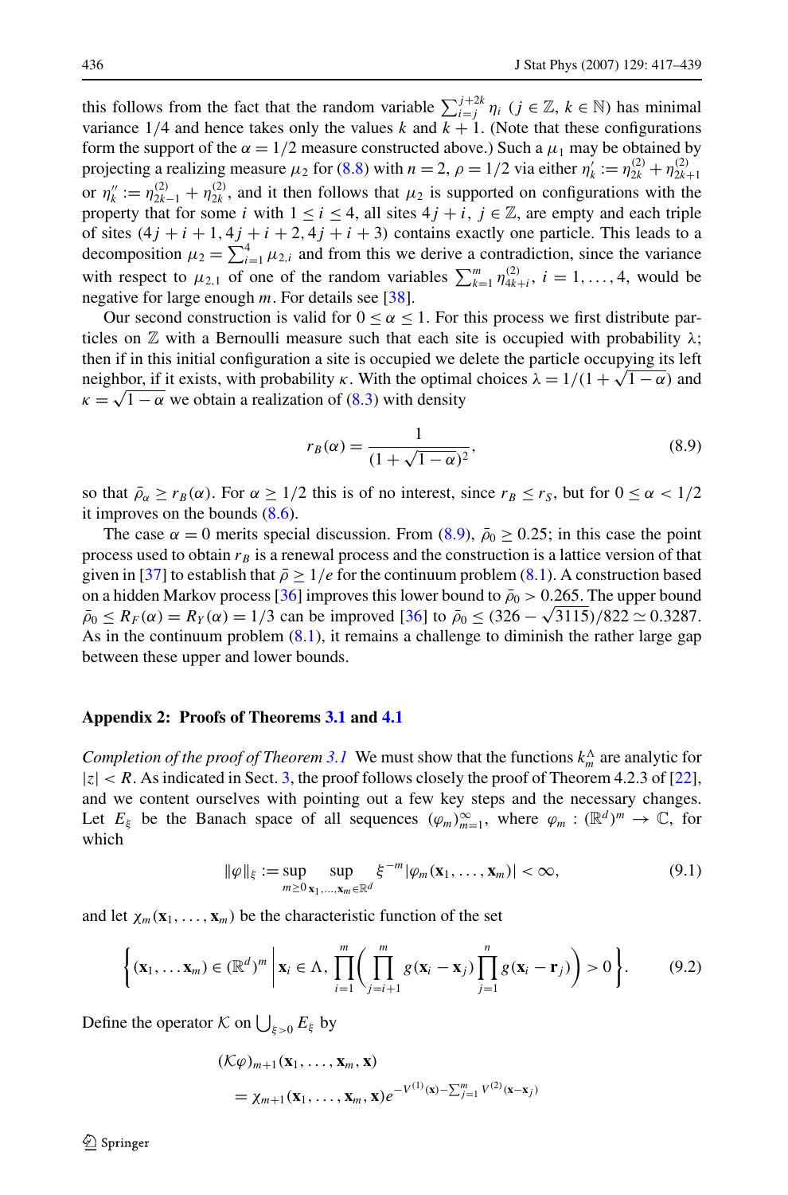this follows from the fact that the random variable $\sum_{i=j}^{j+2k} \eta_i$ ($j \in \mathbb{Z}$, $k \in \mathbb{N}$) has minimal variance 1/4 and hence takes only the values $k$ and $k+1$. (Note that these configurations form the support of the $\alpha = 1/2$ measure constructed above.) Such a $\mu_1$ may be obtained by projecting a realizing measure $\mu_2$ for (8.8) with $n = 2$, $\rho = 1/2$ via either $\eta'_k := \eta^{(2)}_{2k} + \eta^{(2)}_{2k+1}$ or $\eta''_k := \eta^{(2)}_{2k-1} + \eta^{(2)}_{2k}$, and it then follows that $\mu_2$ is supported on configurations with the property that for some $i$ with $1 \le i \le 4$, all sites $4j + i$, $j \in \mathbb{Z}$, are empty and each triple of sites $(4j + i + 1, 4j + i + 2, 4j + i + 3)$ contains exactly one particle. This leads to a decomposition $\mu_2 = \sum_{i=1}^{4} \mu_{2,i}$ and from this we derive a contradiction, since the variance with respect to $\mu_{2,1}$ of one of the random variables $\sum_{k=1}^{m} \eta^{(2)}_{4k+i}$, $i = 1, \dots, 4$, would be negative for large enough $m$. For details see [38].

Our second construction is valid for $0 \le \alpha \le 1$. For this process we first distribute particles on $\mathbb{Z}$ with a Bernoulli measure such that each site is occupied with probability $\lambda$; then if in this initial configuration a site is occupied we delete the particle occupying its left neighbor, if it exists, with probability $\kappa$. With the optimal choices $\lambda = 1/(1 + \sqrt{1-\alpha})$ and $\kappa = \sqrt{1-\alpha}$ we obtain a realization of (8.3) with density

$$r_B(\alpha) = \frac{1}{(1 + \sqrt{1-\alpha})^2}, \tag{8.9}$$

so that $\bar{\rho}_\alpha \ge r_B(\alpha)$. For $\alpha \ge 1/2$ this is of no interest, since $r_B \le r_S$, but for $0 \le \alpha < 1/2$ it improves on the bounds (8.6).

The case $\alpha = 0$ merits special discussion. From (8.9), $\bar{\rho}_0 \ge 0.25$; in this case the point process used to obtain $r_B$ is a renewal process and the construction is a lattice version of that given in [37] to establish that $\bar{\rho} \ge 1/e$ for the continuum problem (8.1). A construction based on a hidden Markov process [36] improves this lower bound to $\bar{\rho}_0 > 0.265$. The upper bound $\bar{\rho}_0 \le R_F(\alpha) = R_Y(\alpha) = 1/3$ can be improved [36] to $\bar{\rho}_0 \le (326 - \sqrt{3115})/822 \simeq 0.3287$. As in the continuum problem (8.1), it remains a challenge to diminish the rather large gap between these upper and lower bounds.

## Appendix 2: Proofs of Theorems 3.1 and 4.1

*Completion of the proof of Theorem 3.1* We must show that the functions $k^\Lambda_m$ are analytic for $|z| < R$. As indicated in Sect. 3, the proof follows closely the proof of Theorem 4.2.3 of [22], and we content ourselves with pointing out a few key steps and the necessary changes. Let $E_\xi$ be the Banach space of all sequences $(\varphi_m)_{m=1}^{\infty}$, where $\varphi_m : (\mathbb{R}^d)^m \to \mathbb{C}$, for which

$$\|\varphi\|_\xi := \sup_{m \ge 0} \sup_{\mathbf{x}_1, \dots, \mathbf{x}_m \in \mathbb{R}^d} \xi^{-m} |\varphi_m(\mathbf{x}_1, \dots, \mathbf{x}_m)| < \infty, \tag{9.1}$$

and let $\chi_m(\mathbf{x}_1, \dots, \mathbf{x}_m)$ be the characteristic function of the set

$$\left\{ (\mathbf{x}_1, \dots \mathbf{x}_m) \in (\mathbb{R}^d)^m \;\middle|\; \mathbf{x}_i \in \Lambda, \prod_{i=1}^{m} \left( \prod_{j=i+1}^{m} g(\mathbf{x}_i - \mathbf{x}_j) \prod_{j=1}^{n} g(\mathbf{x}_i - \mathbf{r}_j) \right) > 0 \right\}. \tag{9.2}$$

Define the operator $\mathcal{K}$ on $\bigcup_{\xi > 0} E_\xi$ by

$$\begin{aligned}
&(\mathcal{K}\varphi)_{m+1}(\mathbf{x}_1, \dots, \mathbf{x}_m, \mathbf{x}) \\
&\quad = \chi_{m+1}(\mathbf{x}_1, \dots, \mathbf{x}_m, \mathbf{x}) e^{-V^{(1)}(\mathbf{x}) - \sum_{j=1}^{m} V^{(2)}(\mathbf{x} - \mathbf{x}_j)}
\end{aligned}$$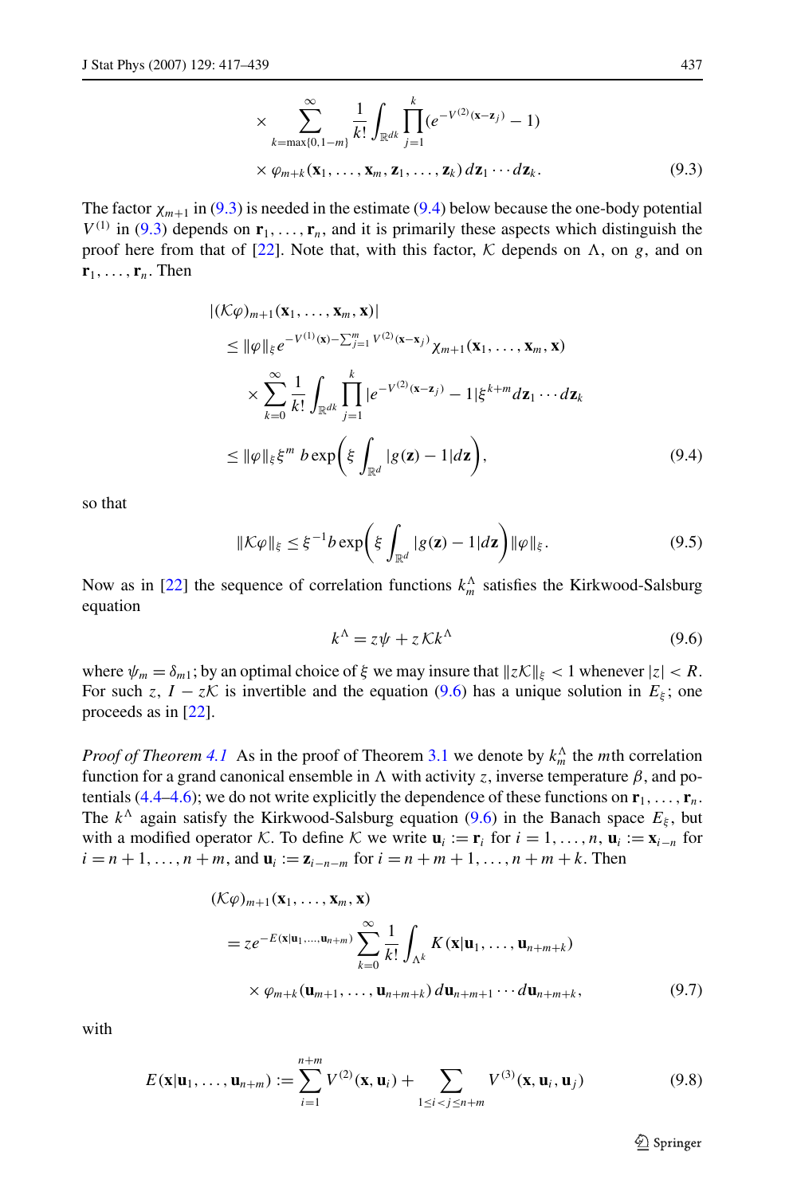$$
\times \sum_{k=\max\{0,1-m\}}^{\infty} \frac{1}{k!} \int_{\mathbb{R}^{dk}} \prod_{j=1}^{k} (e^{-V^{(2)}(\mathbf{x}-\mathbf{z}_j)} - 1)
$$

$$
\times \varphi_{m+k}(\mathbf{x}_1, \ldots, \mathbf{x}_m, \mathbf{z}_1, \ldots, \mathbf{z}_k)\, d\mathbf{z}_1 \cdots d\mathbf{z}_k. \tag{9.3}
$$

The factor $\chi_{m+1}$ in (9.3) is needed in the estimate (9.4) below because the one-body potential $V^{(1)}$ in (9.3) depends on $\mathbf{r}_1, \ldots, \mathbf{r}_n$, and it is primarily these aspects which distinguish the proof here from that of [22]. Note that, with this factor, $\mathcal{K}$ depends on $\Lambda$, on $g$, and on $\mathbf{r}_1, \ldots, \mathbf{r}_n$. Then

$$
\begin{aligned}
&|(\mathcal{K}\varphi)_{m+1}(\mathbf{x}_1, \ldots, \mathbf{x}_m, \mathbf{x})| \\
&\quad \le \|\varphi\|_\xi e^{-V^{(1)}(\mathbf{x}) - \sum_{j=1}^{m} V^{(2)}(\mathbf{x}-\mathbf{x}_j)} \chi_{m+1}(\mathbf{x}_1, \ldots, \mathbf{x}_m, \mathbf{x}) \\
&\qquad \times \sum_{k=0}^{\infty} \frac{1}{k!} \int_{\mathbb{R}^{dk}} \prod_{j=1}^{k} |e^{-V^{(2)}(\mathbf{x}-\mathbf{z}_j)} - 1| \xi^{k+m} d\mathbf{z}_1 \cdots d\mathbf{z}_k \\
&\quad \le \|\varphi\|_\xi \xi^m \, b \exp\left(\xi \int_{\mathbb{R}^d} |g(\mathbf{z}) - 1| d\mathbf{z}\right),
\end{aligned} \tag{9.4}
$$

so that

$$
\|\mathcal{K}\varphi\|_\xi \le \xi^{-1} b \exp\left(\xi \int_{\mathbb{R}^d} |g(\mathbf{z}) - 1| d\mathbf{z}\right) \|\varphi\|_\xi. \tag{9.5}
$$

Now as in [22] the sequence of correlation functions $k_m^\Lambda$ satisfies the Kirkwood-Salsburg equation

$$
k^\Lambda = z\psi + z\mathcal{K}k^\Lambda \tag{9.6}
$$

where $\psi_m = \delta_{m1}$; by an optimal choice of $\xi$ we may insure that $\|z\mathcal{K}\|_\xi < 1$ whenever $|z| < R$. For such $z$, $I - z\mathcal{K}$ is invertible and the equation (9.6) has a unique solution in $E_\xi$; one proceeds as in [22].

*Proof of Theorem 4.1* As in the proof of Theorem 3.1 we denote by $k_m^\Lambda$ the $m$th correlation function for a grand canonical ensemble in $\Lambda$ with activity $z$, inverse temperature $\beta$, and potentials (4.4–4.6); we do not write explicitly the dependence of these functions on $\mathbf{r}_1, \ldots, \mathbf{r}_n$. The $k^\Lambda$ again satisfy the Kirkwood-Salsburg equation (9.6) in the Banach space $E_\xi$, but with a modified operator $\mathcal{K}$. To define $\mathcal{K}$ we write $\mathbf{u}_i := \mathbf{r}_i$ for $i = 1, \ldots, n$, $\mathbf{u}_i := \mathbf{x}_{i-n}$ for $i = n+1, \ldots, n+m$, and $\mathbf{u}_i := \mathbf{z}_{i-n-m}$ for $i = n+m+1, \ldots, n+m+k$. Then

$$
\begin{aligned}
&(\mathcal{K}\varphi)_{m+1}(\mathbf{x}_1, \ldots, \mathbf{x}_m, \mathbf{x}) \\
&\quad = z e^{-E(\mathbf{x}|\mathbf{u}_1, \ldots, \mathbf{u}_{n+m})} \sum_{k=0}^{\infty} \frac{1}{k!} \int_{\Lambda^k} K(\mathbf{x}|\mathbf{u}_1, \ldots, \mathbf{u}_{n+m+k}) \\
&\qquad \times \varphi_{m+k}(\mathbf{u}_{m+1}, \ldots, \mathbf{u}_{n+m+k})\, d\mathbf{u}_{n+m+1} \cdots d\mathbf{u}_{n+m+k},
\end{aligned} \tag{9.7}
$$

with

$$
E(\mathbf{x}|\mathbf{u}_1, \ldots, \mathbf{u}_{n+m}) := \sum_{i=1}^{n+m} V^{(2)}(\mathbf{x}, \mathbf{u}_i) + \sum_{1 \le i < j \le n+m} V^{(3)}(\mathbf{x}, \mathbf{u}_i, \mathbf{u}_j) \tag{9.8}
$$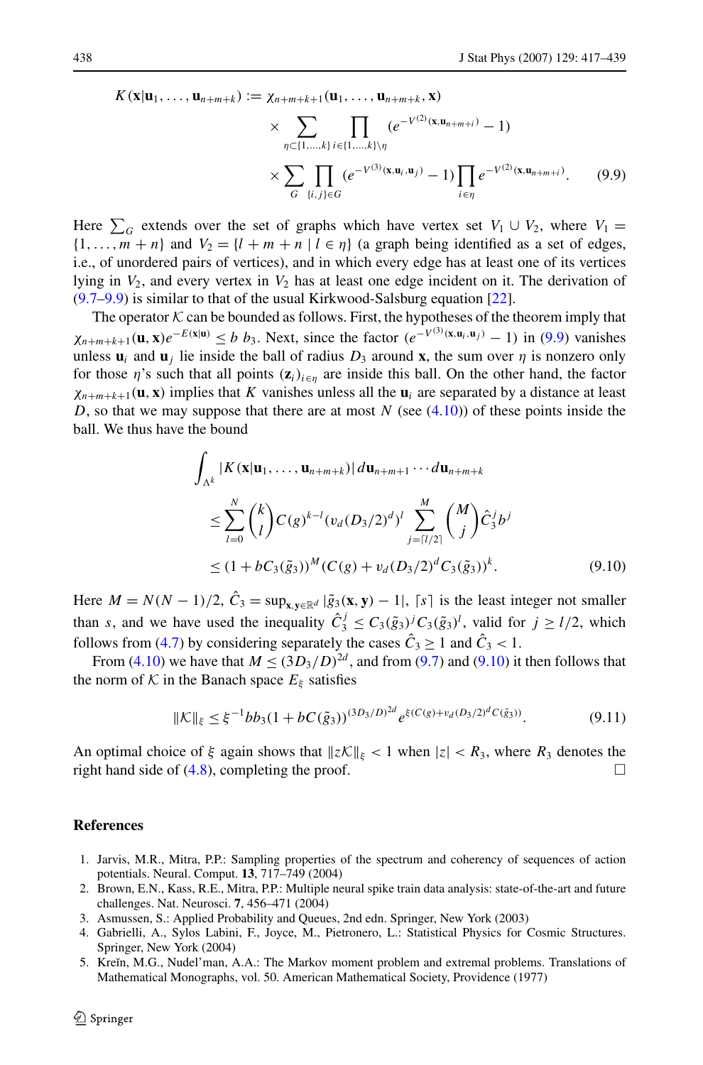$$
\begin{aligned}
K(\mathbf{x}|\mathbf{u}_1,\ldots,\mathbf{u}_{n+m+k}) := {}& \chi_{n+m+k+1}(\mathbf{u}_1,\ldots,\mathbf{u}_{n+m+k},\mathbf{x}) \\
&\times \sum_{\eta\subset\{1,\ldots,k\}} \prod_{i\in\{1,\ldots,k\}\setminus\eta} (e^{-V^{(2)}(\mathbf{x},\mathbf{u}_{n+m+i})}-1) \\
&\times \sum_{G} \prod_{\{i,j\}\in G} (e^{-V^{(3)}(\mathbf{x},\mathbf{u}_i,\mathbf{u}_j)}-1) \prod_{i\in\eta} e^{-V^{(2)}(\mathbf{x},\mathbf{u}_{n+m+i})}. \qquad (9.9)
\end{aligned}
$$

Here $\sum_G$ extends over the set of graphs which have vertex set $V_1 \cup V_2$, where $V_1 = \{1,\ldots,m+n\}$ and $V_2 = \{l+m+n \mid l \in \eta\}$ (a graph being identified as a set of edges, i.e., of unordered pairs of vertices), and in which every edge has at least one of its vertices lying in $V_2$, and every vertex in $V_2$ has at least one edge incident on it. The derivation of (9.7–9.9) is similar to that of the usual Kirkwood-Salsburg equation [22].

The operator $\mathcal{K}$ can be bounded as follows. First, the hypotheses of the theorem imply that $\chi_{n+m+k+1}(\mathbf{u},\mathbf{x})e^{-E(\mathbf{x}|\mathbf{u})} \le b\, b_3$. Next, since the factor $(e^{-V^{(3)}(\mathbf{x},\mathbf{u}_i,\mathbf{u}_j)}-1)$ in (9.9) vanishes unless $\mathbf{u}_i$ and $\mathbf{u}_j$ lie inside the ball of radius $D_3$ around $\mathbf{x}$, the sum over $\eta$ is nonzero only for those $\eta$'s such that all points $(\mathbf{z}_i)_{i\in\eta}$ are inside this ball. On the other hand, the factor $\chi_{n+m+k+1}(\mathbf{u},\mathbf{x})$ implies that $K$ vanishes unless all the $\mathbf{u}_i$ are separated by a distance at least $D$, so that we may suppose that there are at most $N$ (see (4.10)) of these points inside the ball. We thus have the bound

$$
\begin{aligned}
\int_{\Lambda^k} &|K(\mathbf{x}|\mathbf{u}_1,\ldots,\mathbf{u}_{n+m+k})|\, d\mathbf{u}_{n+m+1}\cdots d\mathbf{u}_{n+m+k} \\
&\le \sum_{l=0}^{N} \binom{k}{l} C(g)^{k-l} (v_d (D_3/2)^d)^l \sum_{j=\lceil l/2\rceil}^{M} \binom{M}{j} \hat{C}_3^j b^j \\
&\le (1+bC_3(\tilde{g}_3))^M (C(g)+v_d(D_3/2)^d C_3(\tilde{g}_3))^k. \qquad (9.10)
\end{aligned}
$$

Here $M = N(N-1)/2$, $\hat{C}_3 = \sup_{\mathbf{x},\mathbf{y}\in\mathbb{R}^d} |\tilde{g}_3(\mathbf{x},\mathbf{y})-1|$, $\lceil s\rceil$ is the least integer not smaller than $s$, and we have used the inequality $\hat{C}_3^j \le C_3(\tilde{g}_3)^j C_3(\tilde{g}_3)^l$, valid for $j \ge l/2$, which follows from (4.7) by considering separately the cases $\hat{C}_3 \ge 1$ and $\hat{C}_3 < 1$.

From (4.10) we have that $M \le (3D_3/D)^{2d}$, and from (9.7) and (9.10) it then follows that the norm of $\mathcal{K}$ in the Banach space $E_\xi$ satisfies

$$
\|\mathcal{K}\|_\xi \le \xi^{-1} b b_3 (1+bC(\tilde{g}_3))^{(3D_3/D)^{2d}} e^{\xi(C(g)+v_d(D_3/2)^d C(\tilde{g}_3))}. \qquad (9.11)
$$

An optimal choice of $\xi$ again shows that $\|z\mathcal{K}\|_\xi < 1$ when $|z| < R_3$, where $R_3$ denotes the right hand side of (4.8), completing the proof. □

## References

1. Jarvis, M.R., Mitra, P.P.: Sampling properties of the spectrum and coherency of sequences of action potentials. Neural. Comput. **13**, 717–749 (2004)
2. Brown, E.N., Kass, R.E., Mitra, P.P.: Multiple neural spike train data analysis: state-of-the-art and future challenges. Nat. Neurosci. **7**, 456–471 (2004)
3. Asmussen, S.: Applied Probability and Queues, 2nd edn. Springer, New York (2003)
4. Gabrielli, A., Sylos Labini, F., Joyce, M., Pietronero, L.: Statistical Physics for Cosmic Structures. Springer, New York (2004)
5. Kreĭn, M.G., Nudel'man, A.A.: The Markov moment problem and extremal problems. Translations of Mathematical Monographs, vol. 50. American Mathematical Society, Providence (1977)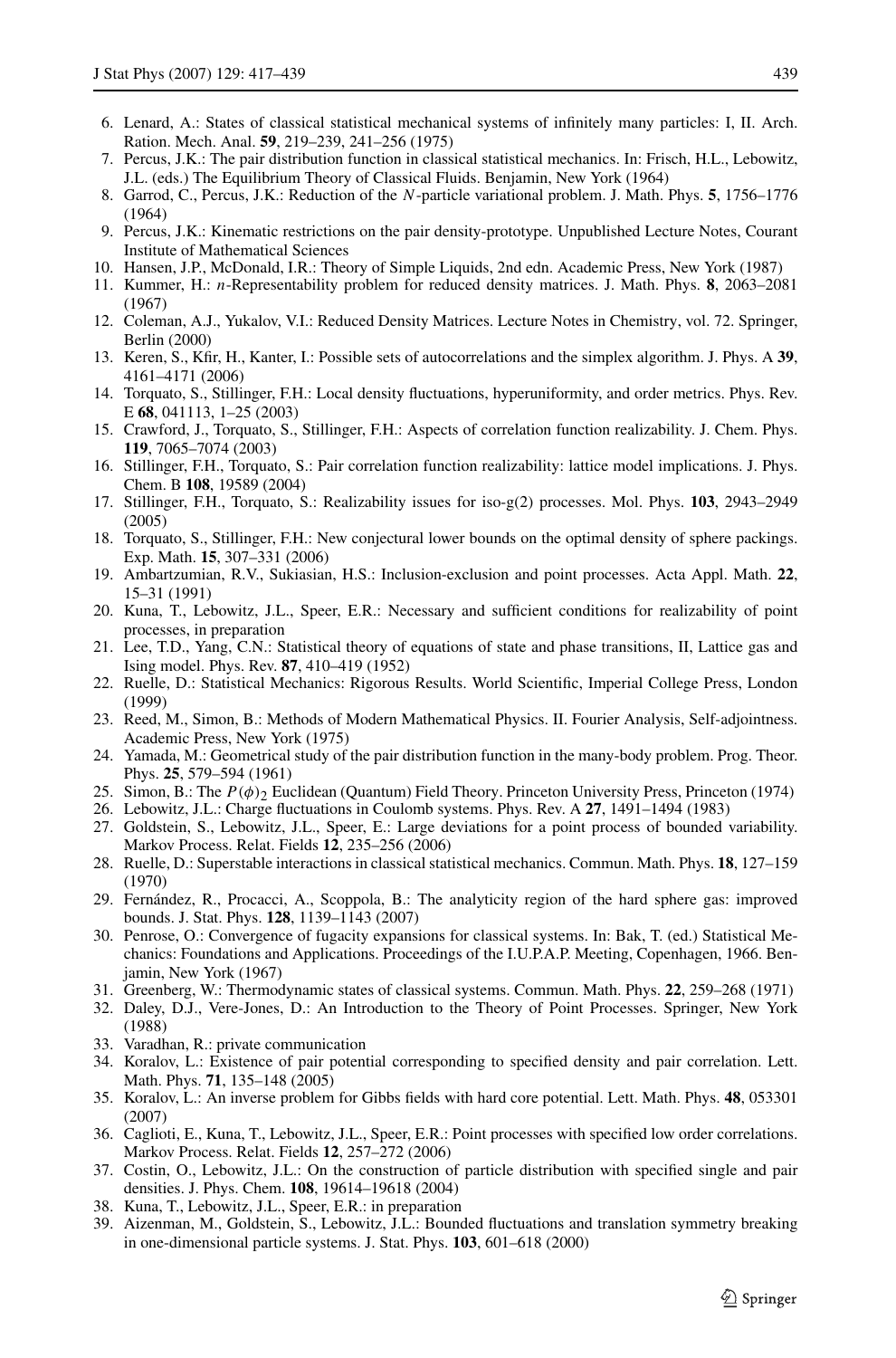6. Lenard, A.: States of classical statistical mechanical systems of infinitely many particles: I, II. Arch. Ration. Mech. Anal. **59**, 219–239, 241–256 (1975)
7. Percus, J.K.: The pair distribution function in classical statistical mechanics. In: Frisch, H.L., Lebowitz, J.L. (eds.) The Equilibrium Theory of Classical Fluids. Benjamin, New York (1964)
8. Garrod, C., Percus, J.K.: Reduction of the $N$-particle variational problem. J. Math. Phys. **5**, 1756–1776 (1964)
9. Percus, J.K.: Kinematic restrictions on the pair density-prototype. Unpublished Lecture Notes, Courant Institute of Mathematical Sciences
10. Hansen, J.P., McDonald, I.R.: Theory of Simple Liquids, 2nd edn. Academic Press, New York (1987)
11. Kummer, H.: $n$-Representability problem for reduced density matrices. J. Math. Phys. **8**, 2063–2081 (1967)
12. Coleman, A.J., Yukalov, V.I.: Reduced Density Matrices. Lecture Notes in Chemistry, vol. 72. Springer, Berlin (2000)
13. Keren, S., Kfir, H., Kanter, I.: Possible sets of autocorrelations and the simplex algorithm. J. Phys. A **39**, 4161–4171 (2006)
14. Torquato, S., Stillinger, F.H.: Local density fluctuations, hyperuniformity, and order metrics. Phys. Rev. E **68**, 041113, 1–25 (2003)
15. Crawford, J., Torquato, S., Stillinger, F.H.: Aspects of correlation function realizability. J. Chem. Phys. **119**, 7065–7074 (2003)
16. Stillinger, F.H., Torquato, S.: Pair correlation function realizability: lattice model implications. J. Phys. Chem. B **108**, 19589 (2004)
17. Stillinger, F.H., Torquato, S.: Realizability issues for iso-g(2) processes. Mol. Phys. **103**, 2943–2949 (2005)
18. Torquato, S., Stillinger, F.H.: New conjectural lower bounds on the optimal density of sphere packings. Exp. Math. **15**, 307–331 (2006)
19. Ambartzumian, R.V., Sukiasian, H.S.: Inclusion-exclusion and point processes. Acta Appl. Math. **22**, 15–31 (1991)
20. Kuna, T., Lebowitz, J.L., Speer, E.R.: Necessary and sufficient conditions for realizability of point processes, in preparation
21. Lee, T.D., Yang, C.N.: Statistical theory of equations of state and phase transitions, II, Lattice gas and Ising model. Phys. Rev. **87**, 410–419 (1952)
22. Ruelle, D.: Statistical Mechanics: Rigorous Results. World Scientific, Imperial College Press, London (1999)
23. Reed, M., Simon, B.: Methods of Modern Mathematical Physics. II. Fourier Analysis, Self-adjointness. Academic Press, New York (1975)
24. Yamada, M.: Geometrical study of the pair distribution function in the many-body problem. Prog. Theor. Phys. **25**, 579–594 (1961)
25. Simon, B.: The $P(\phi)_2$ Euclidean (Quantum) Field Theory. Princeton University Press, Princeton (1974)
26. Lebowitz, J.L.: Charge fluctuations in Coulomb systems. Phys. Rev. A **27**, 1491–1494 (1983)
27. Goldstein, S., Lebowitz, J.L., Speer, E.: Large deviations for a point process of bounded variability. Markov Process. Relat. Fields **12**, 235–256 (2006)
28. Ruelle, D.: Superstable interactions in classical statistical mechanics. Commun. Math. Phys. **18**, 127–159 (1970)
29. Fernández, R., Procacci, A., Scoppola, B.: The analyticity region of the hard sphere gas: improved bounds. J. Stat. Phys. **128**, 1139–1143 (2007)
30. Penrose, O.: Convergence of fugacity expansions for classical systems. In: Bak, T. (ed.) Statistical Mechanics: Foundations and Applications. Proceedings of the I.U.P.A.P. Meeting, Copenhagen, 1966. Benjamin, New York (1967)
31. Greenberg, W.: Thermodynamic states of classical systems. Commun. Math. Phys. **22**, 259–268 (1971)
32. Daley, D.J., Vere-Jones, D.: An Introduction to the Theory of Point Processes. Springer, New York (1988)
33. Varadhan, R.: private communication
34. Koralov, L.: Existence of pair potential corresponding to specified density and pair correlation. Lett. Math. Phys. **71**, 135–148 (2005)
35. Koralov, L.: An inverse problem for Gibbs fields with hard core potential. Lett. Math. Phys. **48**, 053301 (2007)
36. Caglioti, E., Kuna, T., Lebowitz, J.L., Speer, E.R.: Point processes with specified low order correlations. Markov Process. Relat. Fields **12**, 257–272 (2006)
37. Costin, O., Lebowitz, J.L.: On the construction of particle distribution with specified single and pair densities. J. Phys. Chem. **108**, 19614–19618 (2004)
38. Kuna, T., Lebowitz, J.L., Speer, E.R.: in preparation
39. Aizenman, M., Goldstein, S., Lebowitz, J.L.: Bounded fluctuations and translation symmetry breaking in one-dimensional particle systems. J. Stat. Phys. **103**, 601–618 (2000)